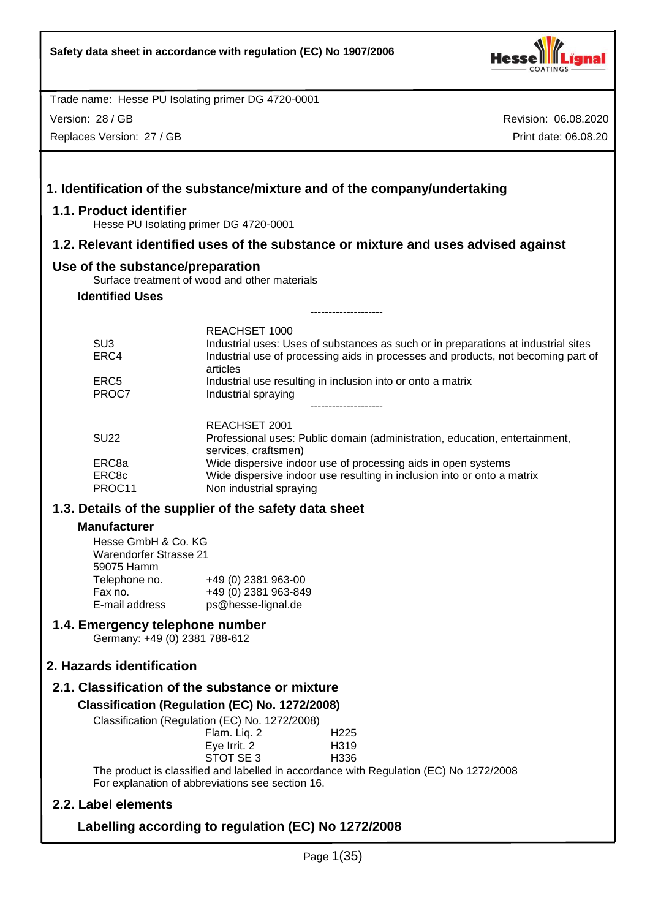Trade name: Hesse PU Isolating primer DG 4720-0001

Version: 28 / GB

Replaces Version: 27 / GB

Revision: 06.08.2020

Print date: 06.08.20

# 1. Identification of the substance/mixture and of the company/undertaking

## 1.1. Product identifier

Hesse PU Isolating primer DG 4720-0001

## 1.2. Relevant identified uses of the substance or mixture and uses advised against

## Use of the substance/preparation

Surface treatment of wood and other materials

### Identified Uses

--------------------

| | REACHSET 1000 |
|---|---|
| SU3 | Industrial uses: Uses of substances as such or in preparations at industrial sites |
| ERC4 | Industrial use of processing aids in processes and products, not becoming part of articles |
| ERC5 | Industrial use resulting in inclusion into or onto a matrix |
| PROC7 | Industrial spraying |

--------------------

| | REACHSET 2001 |
|---|---|
| SU22 | Professional uses: Public domain (administration, education, entertainment, services, craftsmen) |
| ERC8a | Wide dispersive indoor use of processing aids in open systems |
| ERC8c | Wide dispersive indoor use resulting in inclusion into or onto a matrix |
| PROC11 | Non industrial spraying |

## 1.3. Details of the supplier of the safety data sheet

### Manufacturer

Hesse GmbH & Co. KG
Warendorfer Strasse 21
59075 Hamm

| | |
|---|---|
| Telephone no. | +49 (0) 2381 963-00 |
| Fax no. | +49 (0) 2381 963-849 |
| E-mail address | ps@hesse-lignal.de |

## 1.4. Emergency telephone number

Germany: +49 (0) 2381 788-612

# 2. Hazards identification

## 2.1. Classification of the substance or mixture

### Classification (Regulation (EC) No. 1272/2008)

Classification (Regulation (EC) No. 1272/2008)

| | |
|---|---|
| Flam. Liq. 2 | H225 |
| Eye Irrit. 2 | H319 |
| STOT SE 3 | H336 |

The product is classified and labelled in accordance with Regulation (EC) No 1272/2008
For explanation of abbreviations see section 16.

## 2.2. Label elements

### Labelling according to regulation (EC) No 1272/2008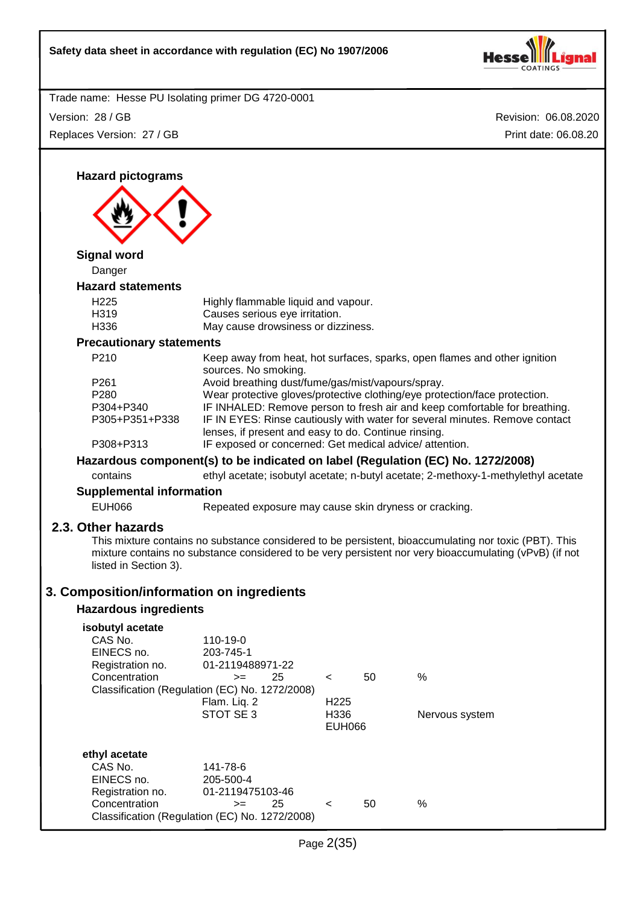### Hazard pictograms

### Signal word

Danger

### Hazard statements

| | |
|---|---|
| H225 | Highly flammable liquid and vapour. |
| H319 | Causes serious eye irritation. |
| H336 | May cause drowsiness or dizziness. |

### Precautionary statements

| | |
|---|---|
| P210 | Keep away from heat, hot surfaces, sparks, open flames and other ignition sources. No smoking. |
| P261 | Avoid breathing dust/fume/gas/mist/vapours/spray. |
| P280 | Wear protective gloves/protective clothing/eye protection/face protection. |
| P304+P340 | IF INHALED: Remove person to fresh air and keep comfortable for breathing. |
| P305+P351+P338 | IF IN EYES: Rinse cautiously with water for several minutes. Remove contact lenses, if present and easy to do. Continue rinsing. |
| P308+P313 | IF exposed or concerned: Get medical advice/ attention. |

### Hazardous component(s) to be indicated on label (Regulation (EC) No. 1272/2008)

contains — ethyl acetate; isobutyl acetate; n-butyl acetate; 2-methoxy-1-methylethyl acetate

### Supplemental information

| | |
|---|---|
| EUH066 | Repeated exposure may cause skin dryness or cracking. |

## 2.3. Other hazards

This mixture contains no substance considered to be persistent, bioaccumulating nor toxic (PBT). This mixture contains no substance considered to be very persistent nor very bioaccumulating (vPvB) (if not listed in Section 3).

# 3. Composition/information on ingredients

## Hazardous ingredients

**isobutyl acetate**

| | | | | |
|---|---|---|---|---|
| CAS No. | 110-19-0 | | | |
| EINECS no. | 203-745-1 | | | |
| Registration no. | 01-2119488971-22 | | | |
| Concentration | >= 25 | < | 50 | % |

Classification (Regulation (EC) No. 1272/2008)

| | | |
|---|---|---|
| Flam. Liq. 2 | H225 | |
| STOT SE 3 | H336 | Nervous system |
| | EUH066 | |

**ethyl acetate**

| | | | | |
|---|---|---|---|---|
| CAS No. | 141-78-6 | | | |
| EINECS no. | 205-500-4 | | | |
| Registration no. | 01-2119475103-46 | | | |
| Concentration | >= 25 | < | 50 | % |

Classification (Regulation (EC) No. 1272/2008)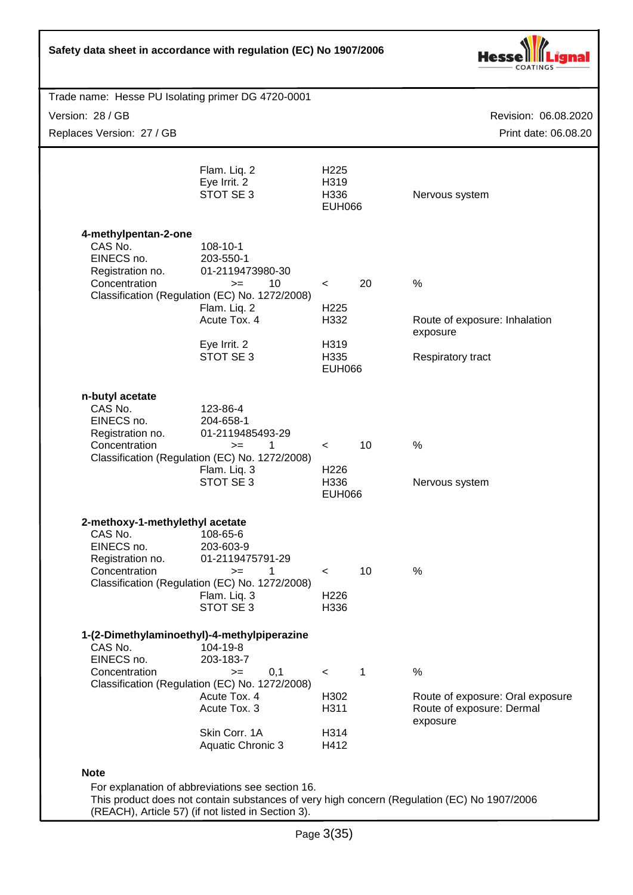| | | |
|---|---|---|
| Flam. Liq. 2 | H225 | |
| Eye Irrit. 2 | H319 | |
| STOT SE 3 | H336 | Nervous system |
| | EUH066 | |

**4-methylpentan-2-one**

| | | | | |
|---|---|---|---|---|
| CAS No. | 108-10-1 | | | |
| EINECS no. | 203-550-1 | | | |
| Registration no. | 01-2119473980-30 | | | |
| Concentration | >= 10 | < | 20 | % |

Classification (Regulation (EC) No. 1272/2008)

| | | |
|---|---|---|
| Flam. Liq. 2 | H225 | |
| Acute Tox. 4 | H332 | Route of exposure: Inhalation exposure |
| Eye Irrit. 2 | H319 | |
| STOT SE 3 | H335 | Respiratory tract |
| | EUH066 | |

**n-butyl acetate**

| | | | | |
|---|---|---|---|---|
| CAS No. | 123-86-4 | | | |
| EINECS no. | 204-658-1 | | | |
| Registration no. | 01-2119485493-29 | | | |
| Concentration | >= 1 | < | 10 | % |

Classification (Regulation (EC) No. 1272/2008)

| | | |
|---|---|---|
| Flam. Liq. 3 | H226 | |
| STOT SE 3 | H336 | Nervous system |
| | EUH066 | |

**2-methoxy-1-methylethyl acetate**

| | | | | |
|---|---|---|---|---|
| CAS No. | 108-65-6 | | | |
| EINECS no. | 203-603-9 | | | |
| Registration no. | 01-2119475791-29 | | | |
| Concentration | >= 1 | < | 10 | % |

Classification (Regulation (EC) No. 1272/2008)

| | |
|---|---|
| Flam. Liq. 3 | H226 |
| STOT SE 3 | H336 |

**1-(2-Dimethylaminoethyl)-4-methylpiperazine**

| | | | | |
|---|---|---|---|---|
| CAS No. | 104-19-8 | | | |
| EINECS no. | 203-183-7 | | | |
| Concentration | >= 0,1 | < | 1 | % |

Classification (Regulation (EC) No. 1272/2008)

| | | |
|---|---|---|
| Acute Tox. 4 | H302 | Route of exposure: Oral exposure |
| Acute Tox. 3 | H311 | Route of exposure: Dermal exposure |
| Skin Corr. 1A | H314 | |
| Aquatic Chronic 3 | H412 | |

**Note**

For explanation of abbreviations see section 16.
This product does not contain substances of very high concern (Regulation (EC) No 1907/2006 (REACH), Article 57) (if not listed in Section 3).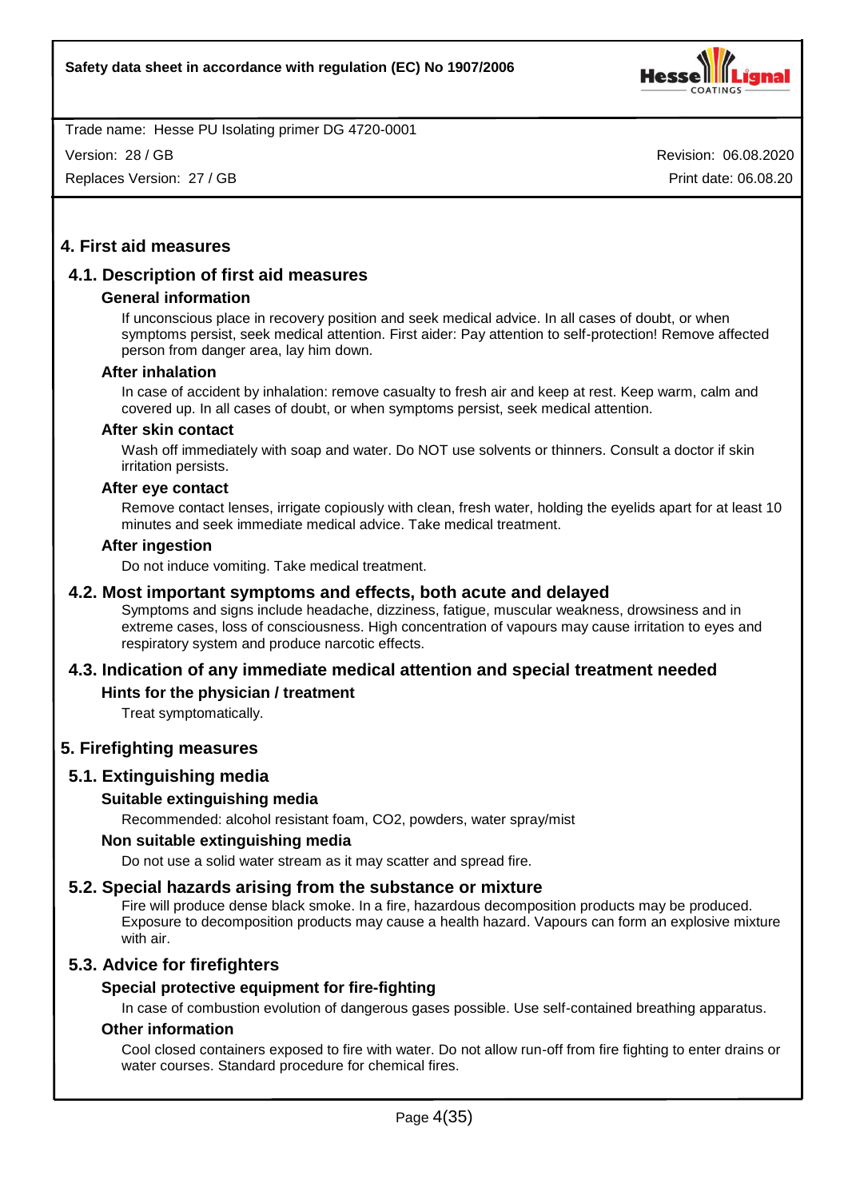## 4. First aid measures

### 4.1. Description of first aid measures

**General information**

If unconscious place in recovery position and seek medical advice. In all cases of doubt, or when symptoms persist, seek medical attention. First aider: Pay attention to self-protection! Remove affected person from danger area, lay him down.

**After inhalation**

In case of accident by inhalation: remove casualty to fresh air and keep at rest. Keep warm, calm and covered up. In all cases of doubt, or when symptoms persist, seek medical attention.

**After skin contact**

Wash off immediately with soap and water. Do NOT use solvents or thinners. Consult a doctor if skin irritation persists.

**After eye contact**

Remove contact lenses, irrigate copiously with clean, fresh water, holding the eyelids apart for at least 10 minutes and seek immediate medical advice. Take medical treatment.

**After ingestion**

Do not induce vomiting. Take medical treatment.

### 4.2. Most important symptoms and effects, both acute and delayed

Symptoms and signs include headache, dizziness, fatigue, muscular weakness, drowsiness and in extreme cases, loss of consciousness. High concentration of vapours may cause irritation to eyes and respiratory system and produce narcotic effects.

### 4.3. Indication of any immediate medical attention and special treatment needed

**Hints for the physician / treatment**

Treat symptomatically.

## 5. Firefighting measures

### 5.1. Extinguishing media

**Suitable extinguishing media**

Recommended: alcohol resistant foam, $CO_2$, powders, water spray/mist

**Non suitable extinguishing media**

Do not use a solid water stream as it may scatter and spread fire.

### 5.2. Special hazards arising from the substance or mixture

Fire will produce dense black smoke. In a fire, hazardous decomposition products may be produced. Exposure to decomposition products may cause a health hazard. Vapours can form an explosive mixture with air.

### 5.3. Advice for firefighters

**Special protective equipment for fire-fighting**

In case of combustion evolution of dangerous gases possible. Use self-contained breathing apparatus.

**Other information**

Cool closed containers exposed to fire with water. Do not allow run-off from fire fighting to enter drains or water courses. Standard procedure for chemical fires.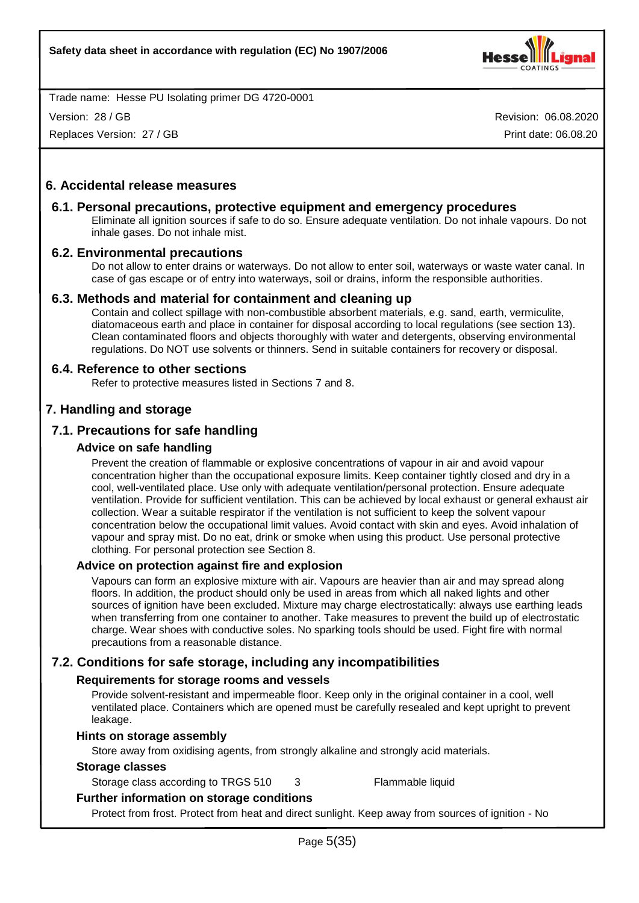## 6. Accidental release measures

### 6.1. Personal precautions, protective equipment and emergency procedures

Eliminate all ignition sources if safe to do so. Ensure adequate ventilation. Do not inhale vapours. Do not inhale gases. Do not inhale mist.

### 6.2. Environmental precautions

Do not allow to enter drains or waterways. Do not allow to enter soil, waterways or waste water canal. In case of gas escape or of entry into waterways, soil or drains, inform the responsible authorities.

### 6.3. Methods and material for containment and cleaning up

Contain and collect spillage with non-combustible absorbent materials, e.g. sand, earth, vermiculite, diatomaceous earth and place in container for disposal according to local regulations (see section 13). Clean contaminated floors and objects thoroughly with water and detergents, observing environmental regulations. Do NOT use solvents or thinners. Send in suitable containers for recovery or disposal.

### 6.4. Reference to other sections

Refer to protective measures listed in Sections 7 and 8.

## 7. Handling and storage

### 7.1. Precautions for safe handling

#### Advice on safe handling

Prevent the creation of flammable or explosive concentrations of vapour in air and avoid vapour concentration higher than the occupational exposure limits. Keep container tightly closed and dry in a cool, well-ventilated place. Use only with adequate ventilation/personal protection. Ensure adequate ventilation. Provide for sufficient ventilation. This can be achieved by local exhaust or general exhaust air collection. Wear a suitable respirator if the ventilation is not sufficient to keep the solvent vapour concentration below the occupational limit values. Avoid contact with skin and eyes. Avoid inhalation of vapour and spray mist. Do no eat, drink or smoke when using this product. Use personal protective clothing. For personal protection see Section 8.

#### Advice on protection against fire and explosion

Vapours can form an explosive mixture with air. Vapours are heavier than air and may spread along floors. In addition, the product should only be used in areas from which all naked lights and other sources of ignition have been excluded. Mixture may charge electrostatically: always use earthing leads when transferring from one container to another. Take measures to prevent the build up of electrostatic charge. Wear shoes with conductive soles. No sparking tools should be used. Fight fire with normal precautions from a reasonable distance.

### 7.2. Conditions for safe storage, including any incompatibilities

#### Requirements for storage rooms and vessels

Provide solvent-resistant and impermeable floor. Keep only in the original container in a cool, well ventilated place. Containers which are opened must be carefully resealed and kept upright to prevent leakage.

#### Hints on storage assembly

Store away from oxidising agents, from strongly alkaline and strongly acid materials.

#### Storage classes

| | | |
|---|---|---|
| Storage class according to TRGS 510 | 3 | Flammable liquid |

#### Further information on storage conditions

Protect from frost. Protect from heat and direct sunlight. Keep away from sources of ignition - No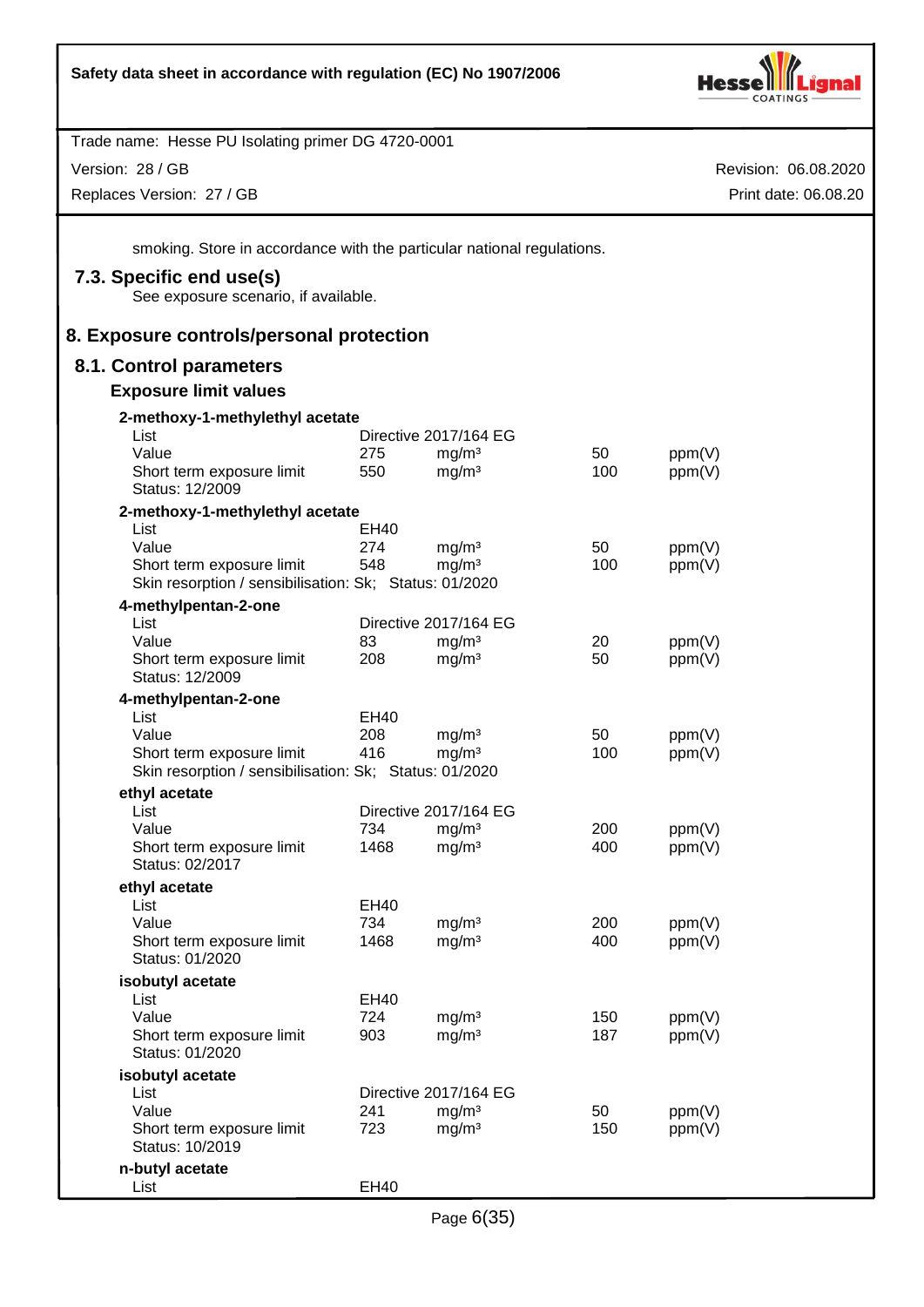smoking. Store in accordance with the particular national regulations.

## 7.3. Specific end use(s)

See exposure scenario, if available.

# 8. Exposure controls/personal protection

## 8.1. Control parameters

### Exposure limit values

**2-methoxy-1-methylethyl acetate**

| | | | | |
|---|---|---|---|---|
| List | Directive 2017/164 EG | | | |
| Value | 275 | mg/m³ | 50 | ppm(V) |
| Short term exposure limit | 550 | mg/m³ | 100 | ppm(V) |
| Status: 12/2009 | | | | |

**2-methoxy-1-methylethyl acetate**

| | | | | |
|---|---|---|---|---|
| List | EH40 | | | |
| Value | 274 | mg/m³ | 50 | ppm(V) |
| Short term exposure limit | 548 | mg/m³ | 100 | ppm(V) |
| Skin resorption / sensibilisation: Sk; Status: 01/2020 | | | | |

**4-methylpentan-2-one**

| | | | | |
|---|---|---|---|---|
| List | Directive 2017/164 EG | | | |
| Value | 83 | mg/m³ | 20 | ppm(V) |
| Short term exposure limit | 208 | mg/m³ | 50 | ppm(V) |
| Status: 12/2009 | | | | |

**4-methylpentan-2-one**

| | | | | |
|---|---|---|---|---|
| List | EH40 | | | |
| Value | 208 | mg/m³ | 50 | ppm(V) |
| Short term exposure limit | 416 | mg/m³ | 100 | ppm(V) |
| Skin resorption / sensibilisation: Sk; Status: 01/2020 | | | | |

**ethyl acetate**

| | | | | |
|---|---|---|---|---|
| List | Directive 2017/164 EG | | | |
| Value | 734 | mg/m³ | 200 | ppm(V) |
| Short term exposure limit | 1468 | mg/m³ | 400 | ppm(V) |
| Status: 02/2017 | | | | |

**ethyl acetate**

| | | | | |
|---|---|---|---|---|
| List | EH40 | | | |
| Value | 734 | mg/m³ | 200 | ppm(V) |
| Short term exposure limit | 1468 | mg/m³ | 400 | ppm(V) |
| Status: 01/2020 | | | | |

**isobutyl acetate**

| | | | | |
|---|---|---|---|---|
| List | EH40 | | | |
| Value | 724 | mg/m³ | 150 | ppm(V) |
| Short term exposure limit | 903 | mg/m³ | 187 | ppm(V) |
| Status: 01/2020 | | | | |

**isobutyl acetate**

| | | | | |
|---|---|---|---|---|
| List | Directive 2017/164 EG | | | |
| Value | 241 | mg/m³ | 50 | ppm(V) |
| Short term exposure limit | 723 | mg/m³ | 150 | ppm(V) |
| Status: 10/2019 | | | | |

**n-butyl acetate**

| | |
|---|---|
| List | EH40 |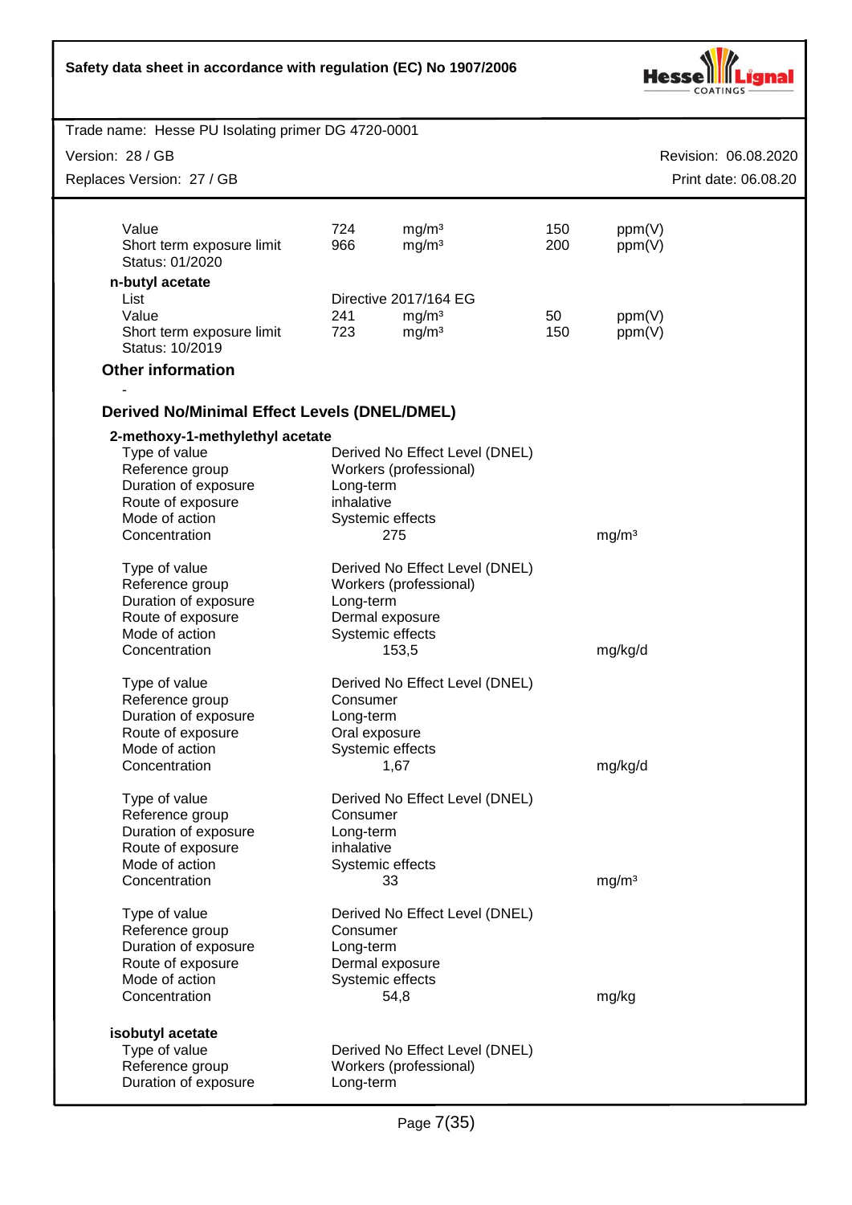| | | | | |
|---|---|---|---|---|
| Value | 724 | mg/m³ | 150 | ppm(V) |
| Short term exposure limit | 966 | mg/m³ | 200 | ppm(V) |
| Status: 01/2020 | | | | |

**n-butyl acetate**

| | | | | |
|---|---|---|---|---|
| List | Directive 2017/164 EG | | | |
| Value | 241 | mg/m³ | 50 | ppm(V) |
| Short term exposure limit | 723 | mg/m³ | 150 | ppm(V) |
| Status: 10/2019 | | | | |

### Other information

-

### Derived No/Minimal Effect Levels (DNEL/DMEL)

**2-methoxy-1-methylethyl acetate**

| | | |
|---|---|---|
| Type of value | Derived No Effect Level (DNEL) | |
| Reference group | Workers (professional) | |
| Duration of exposure | Long-term | |
| Route of exposure | inhalative | |
| Mode of action | Systemic effects | |
| Concentration | 275 | mg/m³ |

| | | |
|---|---|---|
| Type of value | Derived No Effect Level (DNEL) | |
| Reference group | Workers (professional) | |
| Duration of exposure | Long-term | |
| Route of exposure | Dermal exposure | |
| Mode of action | Systemic effects | |
| Concentration | 153,5 | mg/kg/d |

| | | |
|---|---|---|
| Type of value | Derived No Effect Level (DNEL) | |
| Reference group | Consumer | |
| Duration of exposure | Long-term | |
| Route of exposure | Oral exposure | |
| Mode of action | Systemic effects | |
| Concentration | 1,67 | mg/kg/d |

| | | |
|---|---|---|
| Type of value | Derived No Effect Level (DNEL) | |
| Reference group | Consumer | |
| Duration of exposure | Long-term | |
| Route of exposure | inhalative | |
| Mode of action | Systemic effects | |
| Concentration | 33 | mg/m³ |

| | | |
|---|---|---|
| Type of value | Derived No Effect Level (DNEL) | |
| Reference group | Consumer | |
| Duration of exposure | Long-term | |
| Route of exposure | Dermal exposure | |
| Mode of action | Systemic effects | |
| Concentration | 54,8 | mg/kg |

**isobutyl acetate**

| | |
|---|---|
| Type of value | Derived No Effect Level (DNEL) |
| Reference group | Workers (professional) |
| Duration of exposure | Long-term |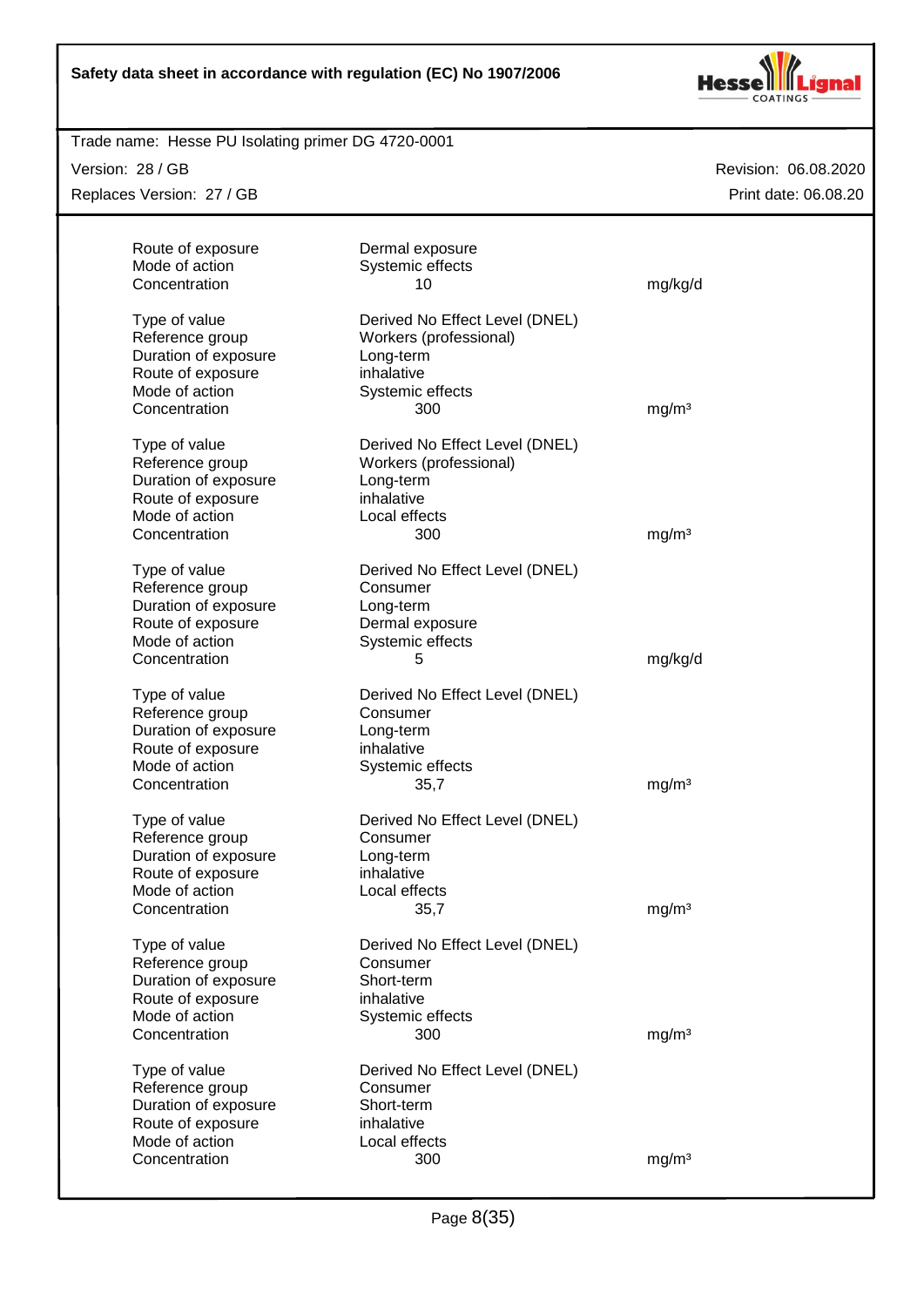Trade name: Hesse PU Isolating primer DG 4720-0001

Version: 28 / GB | Revision: 06.08.2020

Replaces Version: 27 / GB | Print date: 06.08.20

| | | |
|---|---|---|
| Route of exposure | Dermal exposure | |
| Mode of action | Systemic effects | |
| Concentration | 10 | mg/kg/d |

| | | |
|---|---|---|
| Type of value | Derived No Effect Level (DNEL) | |
| Reference group | Workers (professional) | |
| Duration of exposure | Long-term | |
| Route of exposure | inhalative | |
| Mode of action | Systemic effects | |
| Concentration | 300 | mg/m³ |

| | | |
|---|---|---|
| Type of value | Derived No Effect Level (DNEL) | |
| Reference group | Workers (professional) | |
| Duration of exposure | Long-term | |
| Route of exposure | inhalative | |
| Mode of action | Local effects | |
| Concentration | 300 | mg/m³ |

| | | |
|---|---|---|
| Type of value | Derived No Effect Level (DNEL) | |
| Reference group | Consumer | |
| Duration of exposure | Long-term | |
| Route of exposure | Dermal exposure | |
| Mode of action | Systemic effects | |
| Concentration | 5 | mg/kg/d |

| | | |
|---|---|---|
| Type of value | Derived No Effect Level (DNEL) | |
| Reference group | Consumer | |
| Duration of exposure | Long-term | |
| Route of exposure | inhalative | |
| Mode of action | Systemic effects | |
| Concentration | 35,7 | mg/m³ |

| | | |
|---|---|---|
| Type of value | Derived No Effect Level (DNEL) | |
| Reference group | Consumer | |
| Duration of exposure | Long-term | |
| Route of exposure | inhalative | |
| Mode of action | Local effects | |
| Concentration | 35,7 | mg/m³ |

| | | |
|---|---|---|
| Type of value | Derived No Effect Level (DNEL) | |
| Reference group | Consumer | |
| Duration of exposure | Short-term | |
| Route of exposure | inhalative | |
| Mode of action | Systemic effects | |
| Concentration | 300 | mg/m³ |

| | | |
|---|---|---|
| Type of value | Derived No Effect Level (DNEL) | |
| Reference group | Consumer | |
| Duration of exposure | Short-term | |
| Route of exposure | inhalative | |
| Mode of action | Local effects | |
| Concentration | 300 | mg/m³ |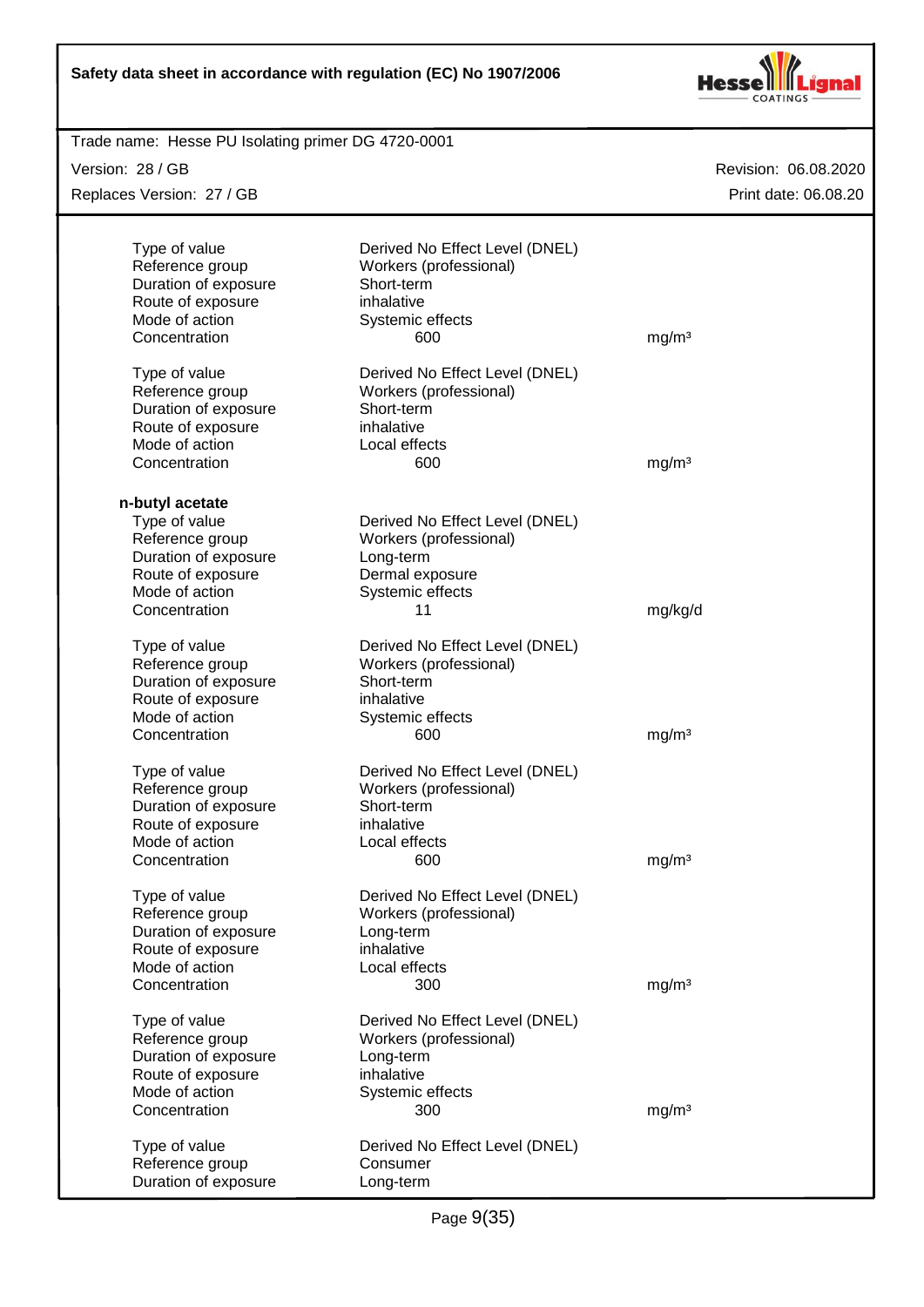| | | |
|---|---|---|
| Type of value | Derived No Effect Level (DNEL) | |
| Reference group | Workers (professional) | |
| Duration of exposure | Short-term | |
| Route of exposure | inhalative | |
| Mode of action | Systemic effects | |
| Concentration | 600 | mg/m³ |

| | | |
|---|---|---|
| Type of value | Derived No Effect Level (DNEL) | |
| Reference group | Workers (professional) | |
| Duration of exposure | Short-term | |
| Route of exposure | inhalative | |
| Mode of action | Local effects | |
| Concentration | 600 | mg/m³ |

**n-butyl acetate**

| | | |
|---|---|---|
| Type of value | Derived No Effect Level (DNEL) | |
| Reference group | Workers (professional) | |
| Duration of exposure | Long-term | |
| Route of exposure | Dermal exposure | |
| Mode of action | Systemic effects | |
| Concentration | 11 | mg/kg/d |

| | | |
|---|---|---|
| Type of value | Derived No Effect Level (DNEL) | |
| Reference group | Workers (professional) | |
| Duration of exposure | Short-term | |
| Route of exposure | inhalative | |
| Mode of action | Systemic effects | |
| Concentration | 600 | mg/m³ |

| | | |
|---|---|---|
| Type of value | Derived No Effect Level (DNEL) | |
| Reference group | Workers (professional) | |
| Duration of exposure | Short-term | |
| Route of exposure | inhalative | |
| Mode of action | Local effects | |
| Concentration | 600 | mg/m³ |

| | | |
|---|---|---|
| Type of value | Derived No Effect Level (DNEL) | |
| Reference group | Workers (professional) | |
| Duration of exposure | Long-term | |
| Route of exposure | inhalative | |
| Mode of action | Local effects | |
| Concentration | 300 | mg/m³ |

| | | |
|---|---|---|
| Type of value | Derived No Effect Level (DNEL) | |
| Reference group | Workers (professional) | |
| Duration of exposure | Long-term | |
| Route of exposure | inhalative | |
| Mode of action | Systemic effects | |
| Concentration | 300 | mg/m³ |

| | | |
|---|---|---|
| Type of value | Derived No Effect Level (DNEL) | |
| Reference group | Consumer | |
| Duration of exposure | Long-term | |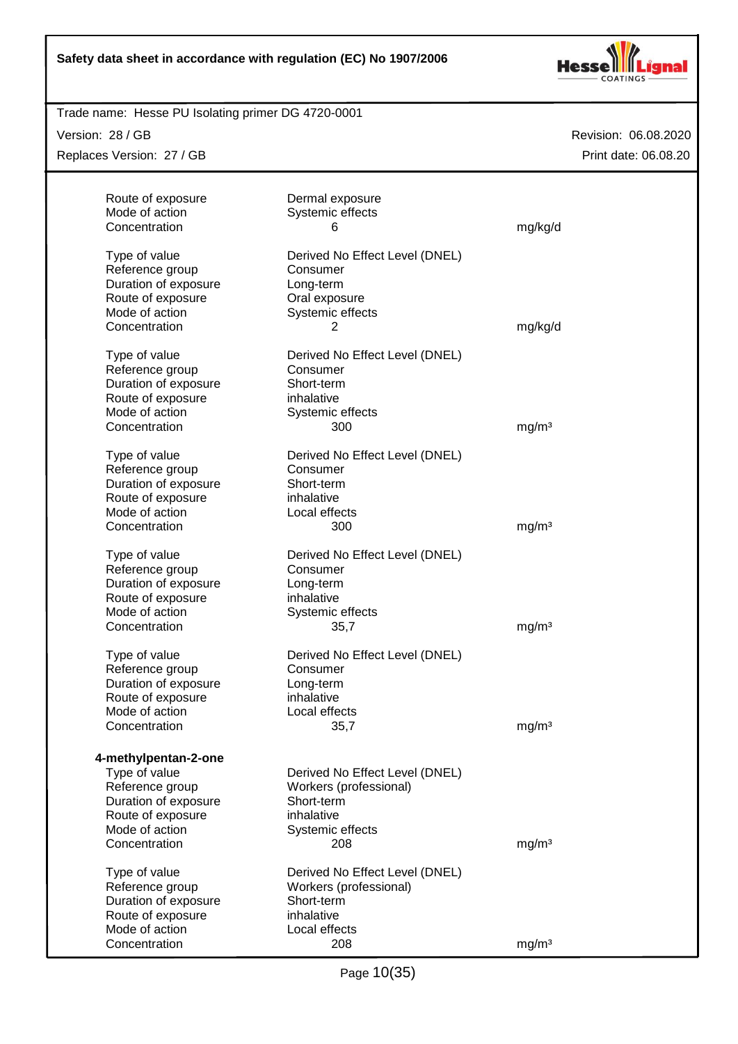| | | |
|---|---|---|
| Route of exposure | Dermal exposure | |
| Mode of action | Systemic effects | |
| Concentration | 6 | mg/kg/d |

| | | |
|---|---|---|
| Type of value | Derived No Effect Level (DNEL) | |
| Reference group | Consumer | |
| Duration of exposure | Long-term | |
| Route of exposure | Oral exposure | |
| Mode of action | Systemic effects | |
| Concentration | 2 | mg/kg/d |

| | | |
|---|---|---|
| Type of value | Derived No Effect Level (DNEL) | |
| Reference group | Consumer | |
| Duration of exposure | Short-term | |
| Route of exposure | inhalative | |
| Mode of action | Systemic effects | |
| Concentration | 300 | mg/m³ |

| | | |
|---|---|---|
| Type of value | Derived No Effect Level (DNEL) | |
| Reference group | Consumer | |
| Duration of exposure | Short-term | |
| Route of exposure | inhalative | |
| Mode of action | Local effects | |
| Concentration | 300 | mg/m³ |

| | | |
|---|---|---|
| Type of value | Derived No Effect Level (DNEL) | |
| Reference group | Consumer | |
| Duration of exposure | Long-term | |
| Route of exposure | inhalative | |
| Mode of action | Systemic effects | |
| Concentration | 35,7 | mg/m³ |

| | | |
|---|---|---|
| Type of value | Derived No Effect Level (DNEL) | |
| Reference group | Consumer | |
| Duration of exposure | Long-term | |
| Route of exposure | inhalative | |
| Mode of action | Local effects | |
| Concentration | 35,7 | mg/m³ |

**4-methylpentan-2-one**

| | | |
|---|---|---|
| Type of value | Derived No Effect Level (DNEL) | |
| Reference group | Workers (professional) | |
| Duration of exposure | Short-term | |
| Route of exposure | inhalative | |
| Mode of action | Systemic effects | |
| Concentration | 208 | mg/m³ |

| | | |
|---|---|---|
| Type of value | Derived No Effect Level (DNEL) | |
| Reference group | Workers (professional) | |
| Duration of exposure | Short-term | |
| Route of exposure | inhalative | |
| Mode of action | Local effects | |
| Concentration | 208 | mg/m³ |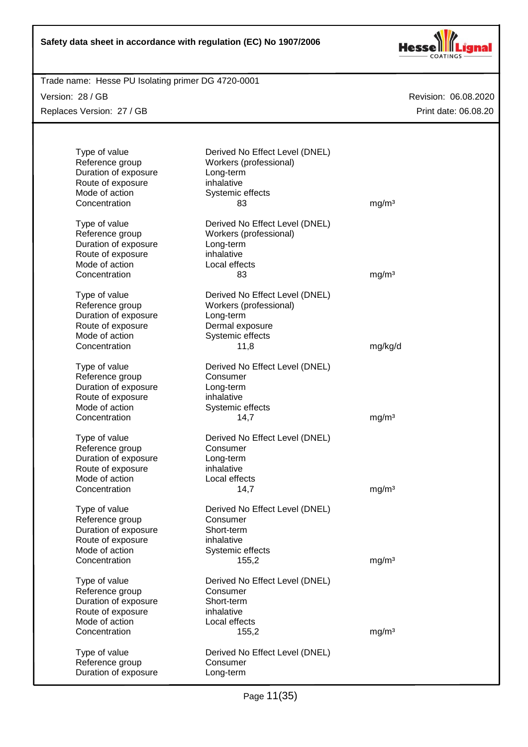| | | |
|---|---|---|
| Type of value | Derived No Effect Level (DNEL) | |
| Reference group | Workers (professional) | |
| Duration of exposure | Long-term | |
| Route of exposure | inhalative | |
| Mode of action | Systemic effects | |
| Concentration | 83 | mg/m³ |

| | | |
|---|---|---|
| Type of value | Derived No Effect Level (DNEL) | |
| Reference group | Workers (professional) | |
| Duration of exposure | Long-term | |
| Route of exposure | inhalative | |
| Mode of action | Local effects | |
| Concentration | 83 | mg/m³ |

| | | |
|---|---|---|
| Type of value | Derived No Effect Level (DNEL) | |
| Reference group | Workers (professional) | |
| Duration of exposure | Long-term | |
| Route of exposure | Dermal exposure | |
| Mode of action | Systemic effects | |
| Concentration | 11,8 | mg/kg/d |

| | | |
|---|---|---|
| Type of value | Derived No Effect Level (DNEL) | |
| Reference group | Consumer | |
| Duration of exposure | Long-term | |
| Route of exposure | inhalative | |
| Mode of action | Systemic effects | |
| Concentration | 14,7 | mg/m³ |

| | | |
|---|---|---|
| Type of value | Derived No Effect Level (DNEL) | |
| Reference group | Consumer | |
| Duration of exposure | Long-term | |
| Route of exposure | inhalative | |
| Mode of action | Local effects | |
| Concentration | 14,7 | mg/m³ |

| | | |
|---|---|---|
| Type of value | Derived No Effect Level (DNEL) | |
| Reference group | Consumer | |
| Duration of exposure | Short-term | |
| Route of exposure | inhalative | |
| Mode of action | Systemic effects | |
| Concentration | 155,2 | mg/m³ |

| | | |
|---|---|---|
| Type of value | Derived No Effect Level (DNEL) | |
| Reference group | Consumer | |
| Duration of exposure | Short-term | |
| Route of exposure | inhalative | |
| Mode of action | Local effects | |
| Concentration | 155,2 | mg/m³ |

| | | |
|---|---|---|
| Type of value | Derived No Effect Level (DNEL) | |
| Reference group | Consumer | |
| Duration of exposure | Long-term | |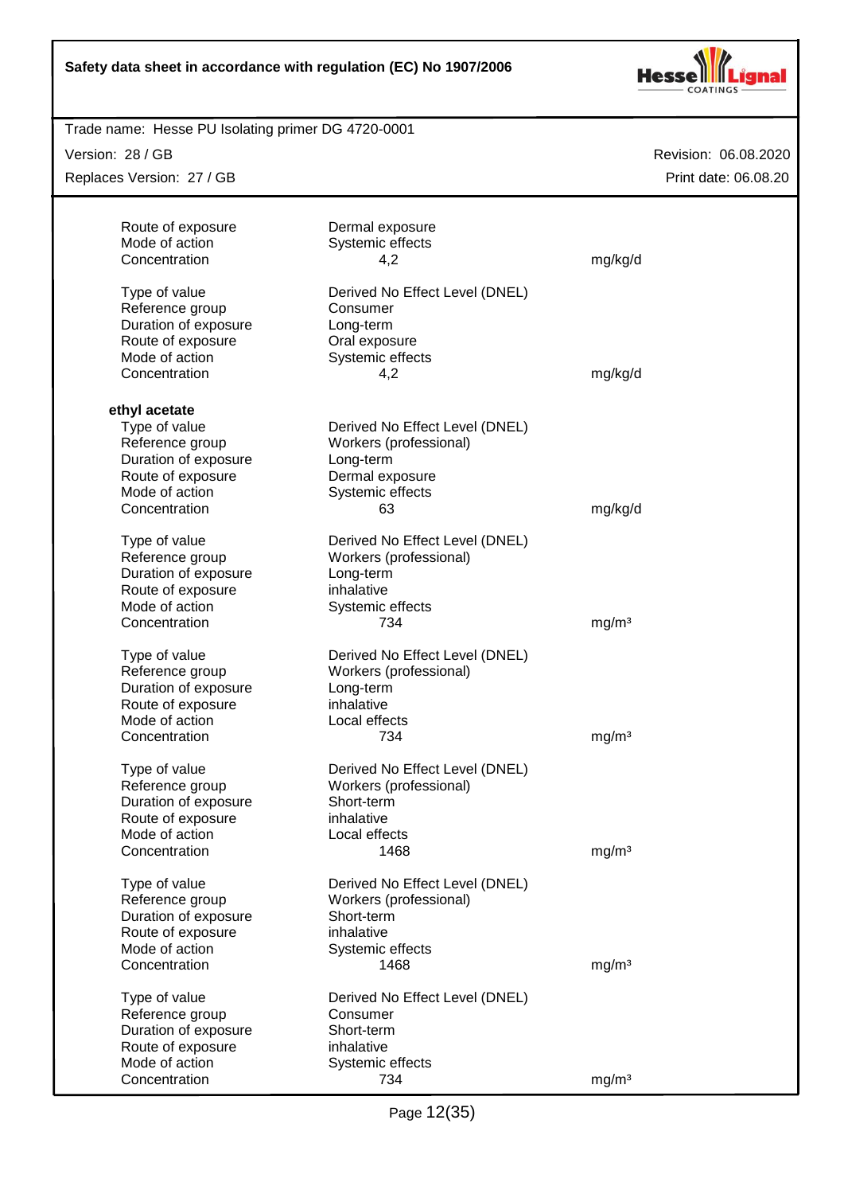| | | |
|---|---|---|
| Route of exposure | Dermal exposure | |
| Mode of action | Systemic effects | |
| Concentration | 4,2 | mg/kg/d |

| | | |
|---|---|---|
| Type of value | Derived No Effect Level (DNEL) | |
| Reference group | Consumer | |
| Duration of exposure | Long-term | |
| Route of exposure | Oral exposure | |
| Mode of action | Systemic effects | |
| Concentration | 4,2 | mg/kg/d |

**ethyl acetate**

| | | |
|---|---|---|
| Type of value | Derived No Effect Level (DNEL) | |
| Reference group | Workers (professional) | |
| Duration of exposure | Long-term | |
| Route of exposure | Dermal exposure | |
| Mode of action | Systemic effects | |
| Concentration | 63 | mg/kg/d |

| | | |
|---|---|---|
| Type of value | Derived No Effect Level (DNEL) | |
| Reference group | Workers (professional) | |
| Duration of exposure | Long-term | |
| Route of exposure | inhalative | |
| Mode of action | Systemic effects | |
| Concentration | 734 | mg/m³ |

| | | |
|---|---|---|
| Type of value | Derived No Effect Level (DNEL) | |
| Reference group | Workers (professional) | |
| Duration of exposure | Long-term | |
| Route of exposure | inhalative | |
| Mode of action | Local effects | |
| Concentration | 734 | mg/m³ |

| | | |
|---|---|---|
| Type of value | Derived No Effect Level (DNEL) | |
| Reference group | Workers (professional) | |
| Duration of exposure | Short-term | |
| Route of exposure | inhalative | |
| Mode of action | Local effects | |
| Concentration | 1468 | mg/m³ |

| | | |
|---|---|---|
| Type of value | Derived No Effect Level (DNEL) | |
| Reference group | Workers (professional) | |
| Duration of exposure | Short-term | |
| Route of exposure | inhalative | |
| Mode of action | Systemic effects | |
| Concentration | 1468 | mg/m³ |

| | | |
|---|---|---|
| Type of value | Derived No Effect Level (DNEL) | |
| Reference group | Consumer | |
| Duration of exposure | Short-term | |
| Route of exposure | inhalative | |
| Mode of action | Systemic effects | |
| Concentration | 734 | mg/m³ |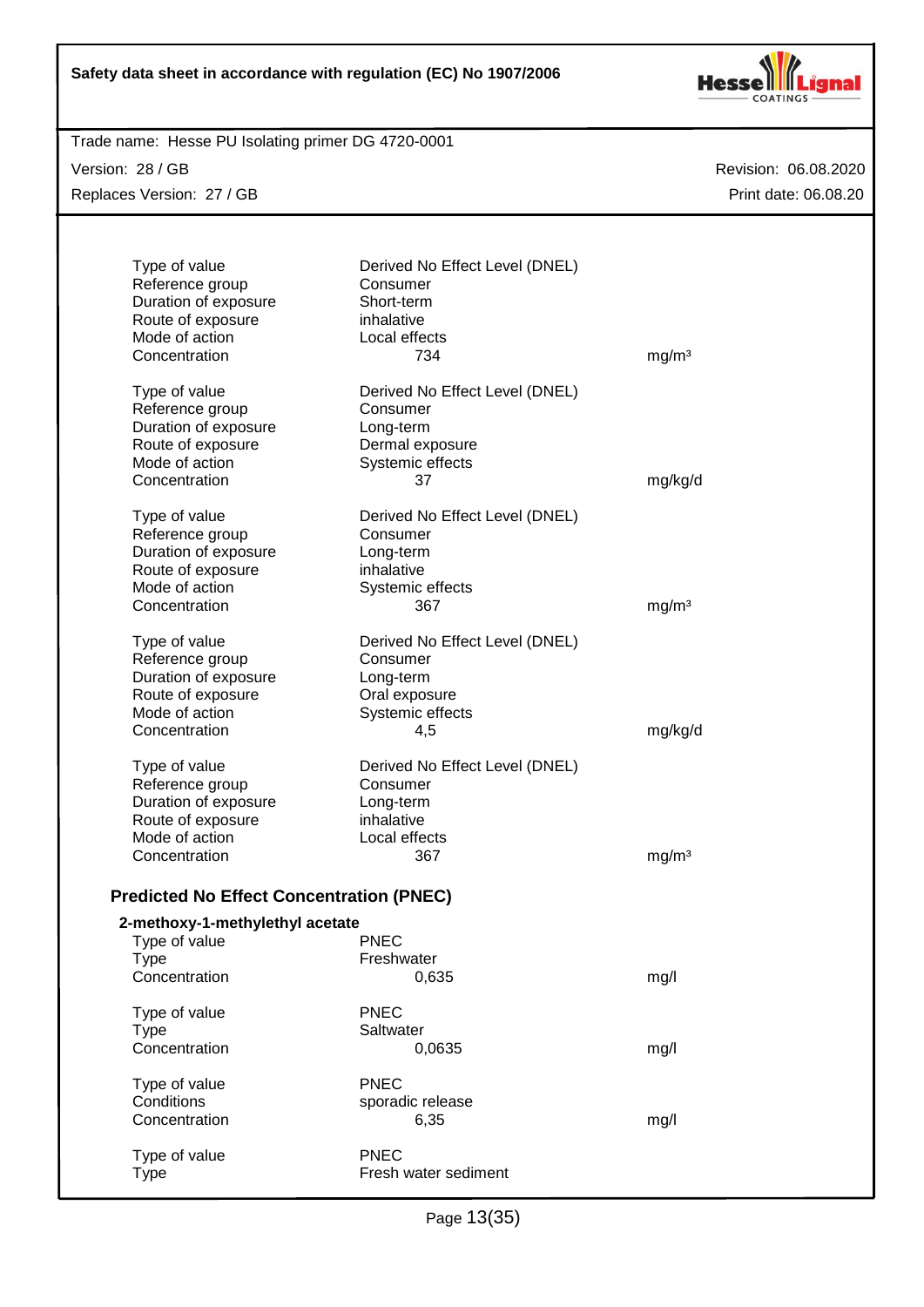| | | |
|---|---|---|
| Type of value | Derived No Effect Level (DNEL) | |
| Reference group | Consumer | |
| Duration of exposure | Short-term | |
| Route of exposure | inhalative | |
| Mode of action | Local effects | |
| Concentration | 734 | mg/m³ |

| | | |
|---|---|---|
| Type of value | Derived No Effect Level (DNEL) | |
| Reference group | Consumer | |
| Duration of exposure | Long-term | |
| Route of exposure | Dermal exposure | |
| Mode of action | Systemic effects | |
| Concentration | 37 | mg/kg/d |

| | | |
|---|---|---|
| Type of value | Derived No Effect Level (DNEL) | |
| Reference group | Consumer | |
| Duration of exposure | Long-term | |
| Route of exposure | inhalative | |
| Mode of action | Systemic effects | |
| Concentration | 367 | mg/m³ |

| | | |
|---|---|---|
| Type of value | Derived No Effect Level (DNEL) | |
| Reference group | Consumer | |
| Duration of exposure | Long-term | |
| Route of exposure | Oral exposure | |
| Mode of action | Systemic effects | |
| Concentration | 4,5 | mg/kg/d |

| | | |
|---|---|---|
| Type of value | Derived No Effect Level (DNEL) | |
| Reference group | Consumer | |
| Duration of exposure | Long-term | |
| Route of exposure | inhalative | |
| Mode of action | Local effects | |
| Concentration | 367 | mg/m³ |

### Predicted No Effect Concentration (PNEC)

**2-methoxy-1-methylethyl acetate**

| | | |
|---|---|---|
| Type of value | PNEC | |
| Type | Freshwater | |
| Concentration | 0,635 | mg/l |

| | | |
|---|---|---|
| Type of value | PNEC | |
| Type | Saltwater | |
| Concentration | 0,0635 | mg/l |

| | | |
|---|---|---|
| Type of value | PNEC | |
| Conditions | sporadic release | |
| Concentration | 6,35 | mg/l |

| | | |
|---|---|---|
| Type of value | PNEC | |
| Type | Fresh water sediment | |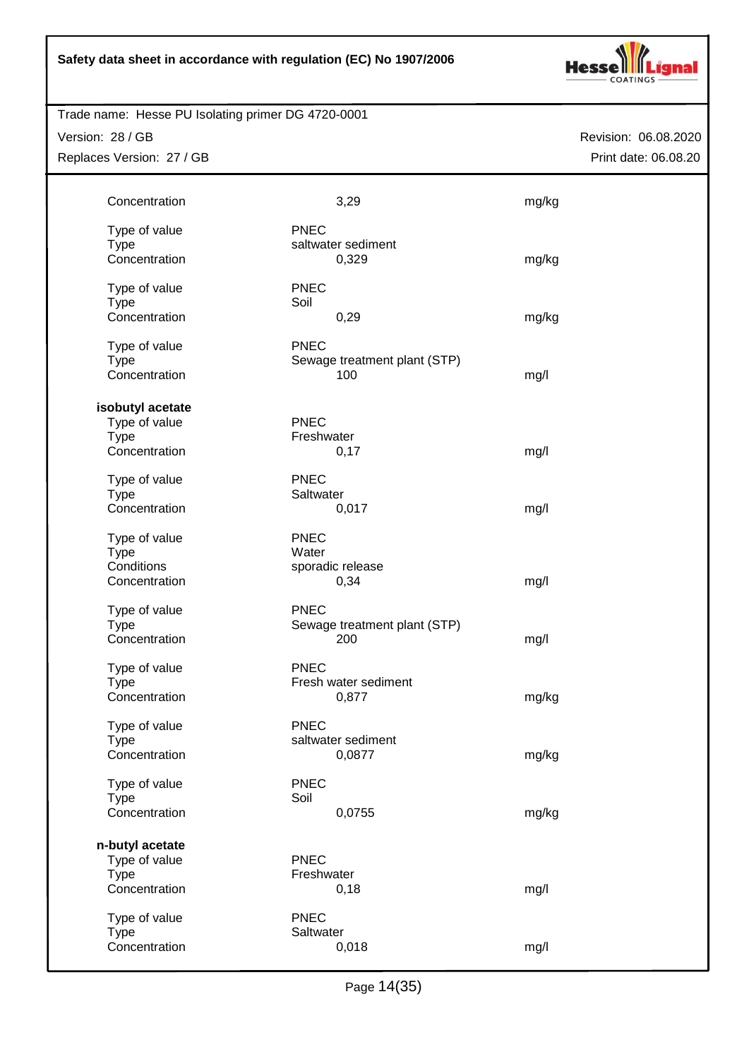| | | |
|---|---|---|
| Concentration | 3,29 | mg/kg |
| Type of value | PNEC | |
| Type | saltwater sediment | |
| Concentration | 0,329 | mg/kg |
| Type of value | PNEC | |
| Type | Soil | |
| Concentration | 0,29 | mg/kg |
| Type of value | PNEC | |
| Type | Sewage treatment plant (STP) | |
| Concentration | 100 | mg/l |

**isobutyl acetate**

| | | |
|---|---|---|
| Type of value | PNEC | |
| Type | Freshwater | |
| Concentration | 0,17 | mg/l |
| Type of value | PNEC | |
| Type | Saltwater | |
| Concentration | 0,017 | mg/l |
| Type of value | PNEC | |
| Type | Water | |
| Conditions | sporadic release | |
| Concentration | 0,34 | mg/l |
| Type of value | PNEC | |
| Type | Sewage treatment plant (STP) | |
| Concentration | 200 | mg/l |
| Type of value | PNEC | |
| Type | Fresh water sediment | |
| Concentration | 0,877 | mg/kg |
| Type of value | PNEC | |
| Type | saltwater sediment | |
| Concentration | 0,0877 | mg/kg |
| Type of value | PNEC | |
| Type | Soil | |
| Concentration | 0,0755 | mg/kg |

**n-butyl acetate**

| | | |
|---|---|---|
| Type of value | PNEC | |
| Type | Freshwater | |
| Concentration | 0,18 | mg/l |
| Type of value | PNEC | |
| Type | Saltwater | |
| Concentration | 0,018 | mg/l |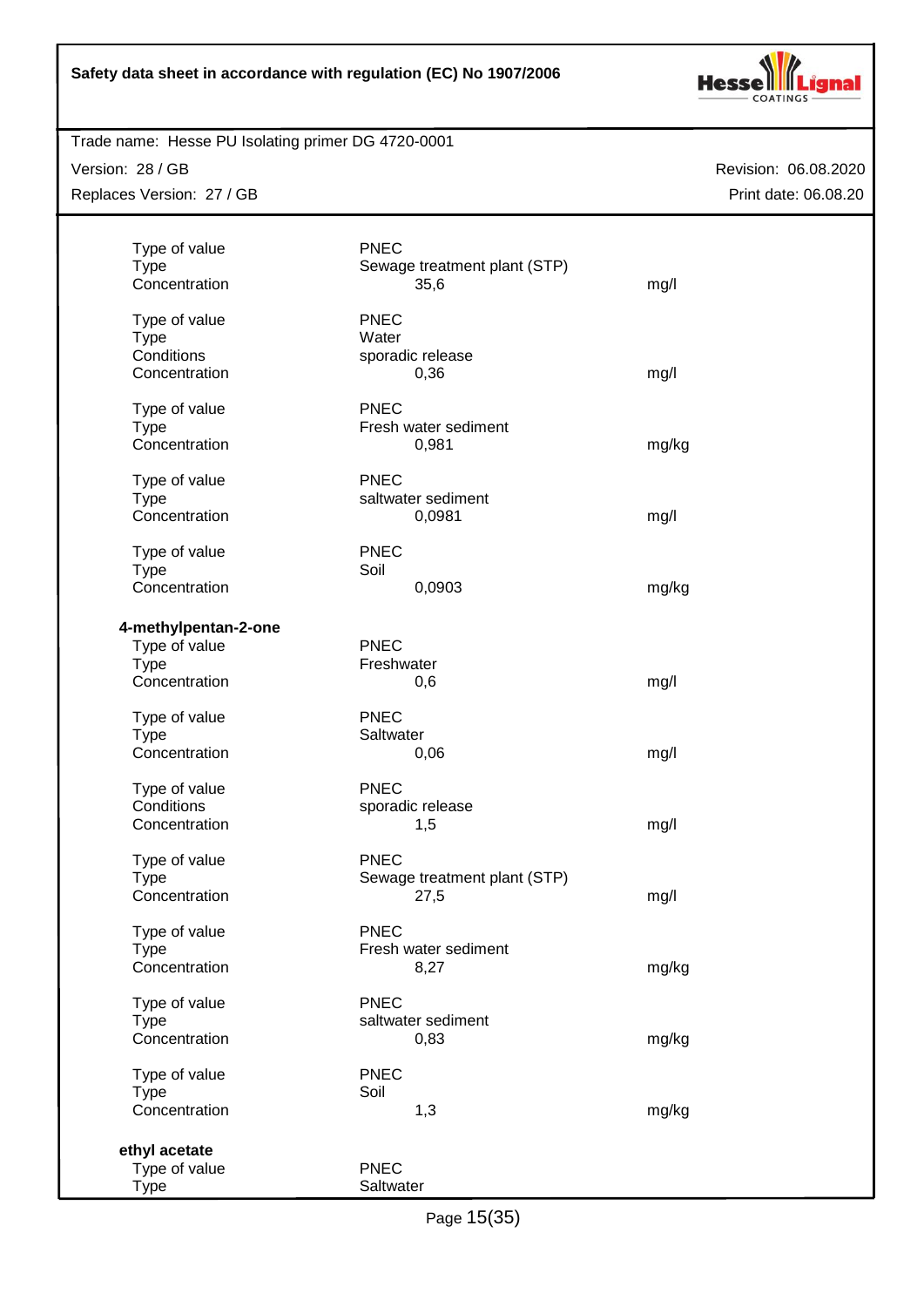| | | |
|---|---|---|
| Type of value | PNEC | |
| Type | Sewage treatment plant (STP) | |
| Concentration | 35,6 | mg/l |
| | | |
| Type of value | PNEC | |
| Type | Water | |
| Conditions | sporadic release | |
| Concentration | 0,36 | mg/l |
| | | |
| Type of value | PNEC | |
| Type | Fresh water sediment | |
| Concentration | 0,981 | mg/kg |
| | | |
| Type of value | PNEC | |
| Type | saltwater sediment | |
| Concentration | 0,0981 | mg/l |
| | | |
| Type of value | PNEC | |
| Type | Soil | |
| Concentration | 0,0903 | mg/kg |

**4-methylpentan-2-one**

| | | |
|---|---|---|
| Type of value | PNEC | |
| Type | Freshwater | |
| Concentration | 0,6 | mg/l |
| | | |
| Type of value | PNEC | |
| Type | Saltwater | |
| Concentration | 0,06 | mg/l |
| | | |
| Type of value | PNEC | |
| Conditions | sporadic release | |
| Concentration | 1,5 | mg/l |
| | | |
| Type of value | PNEC | |
| Type | Sewage treatment plant (STP) | |
| Concentration | 27,5 | mg/l |
| | | |
| Type of value | PNEC | |
| Type | Fresh water sediment | |
| Concentration | 8,27 | mg/kg |
| | | |
| Type of value | PNEC | |
| Type | saltwater sediment | |
| Concentration | 0,83 | mg/kg |
| | | |
| Type of value | PNEC | |
| Type | Soil | |
| Concentration | 1,3 | mg/kg |

**ethyl acetate**

| | |
|---|---|
| Type of value | PNEC |
| Type | Saltwater |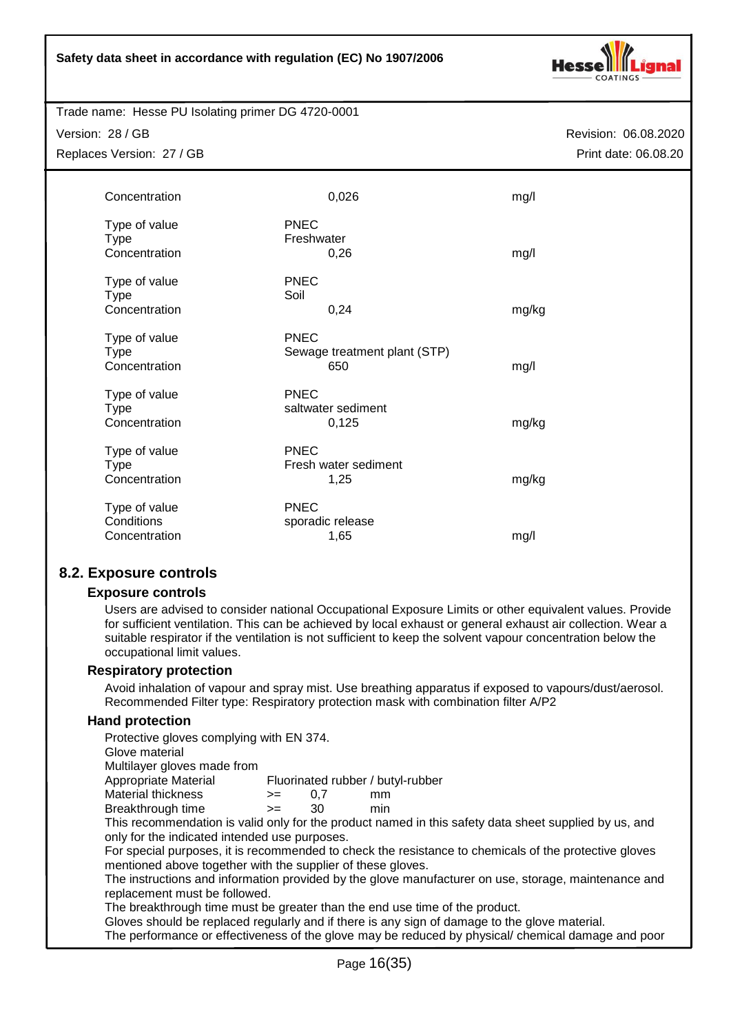| | | |
|---|---|---|
| Concentration | 0,026 | mg/l |
| Type of value | PNEC | |
| Type | Freshwater | |
| Concentration | 0,26 | mg/l |
| Type of value | PNEC | |
| Type | Soil | |
| Concentration | 0,24 | mg/kg |
| Type of value | PNEC | |
| Type | Sewage treatment plant (STP) | |
| Concentration | 650 | mg/l |
| Type of value | PNEC | |
| Type | saltwater sediment | |
| Concentration | 0,125 | mg/kg |
| Type of value | PNEC | |
| Type | Fresh water sediment | |
| Concentration | 1,25 | mg/kg |
| Type of value | PNEC | |
| Conditions | sporadic release | |
| Concentration | 1,65 | mg/l |

## 8.2. Exposure controls

### Exposure controls

Users are advised to consider national Occupational Exposure Limits or other equivalent values. Provide for sufficient ventilation. This can be achieved by local exhaust or general exhaust air collection. Wear a suitable respirator if the ventilation is not sufficient to keep the solvent vapour concentration below the occupational limit values.

### Respiratory protection

Avoid inhalation of vapour and spray mist. Use breathing apparatus if exposed to vapours/dust/aerosol. Recommended Filter type: Respiratory protection mask with combination filter A/P2

### Hand protection

Protective gloves complying with EN 374.
Glove material
Multilayer gloves made from

| | | | |
|---|---|---|---|
| Appropriate Material | Fluorinated rubber / butyl-rubber | | |
| Material thickness | >= | 0,7 | mm |
| Breakthrough time | >= | 30 | min |

This recommendation is valid only for the product named in this safety data sheet supplied by us, and only for the indicated use purposes.
For special purposes, it is recommended to check the resistance to chemicals of the protective gloves mentioned above together with the supplier of these gloves.
The instructions and information provided by the glove manufacturer on use, storage, maintenance and replacement must be followed.
The breakthrough time must be greater than the end use time of the product.
Gloves should be replaced regularly and if there is any sign of damage to the glove material.
The performance or effectiveness of the glove may be reduced by physical/ chemical damage and poor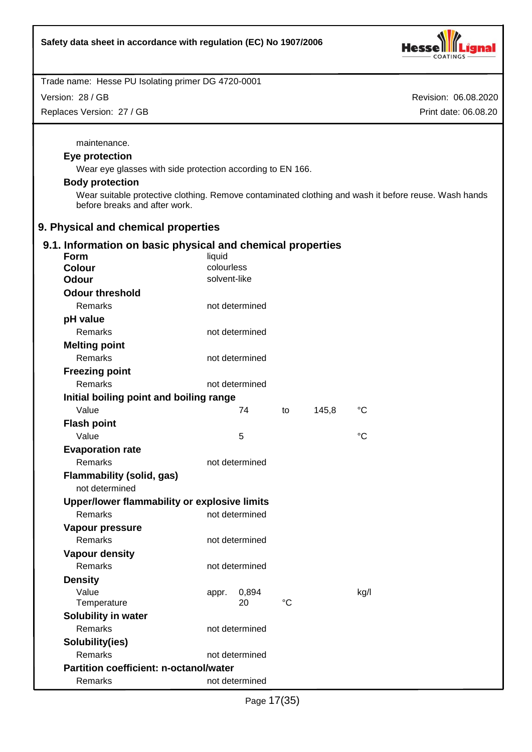maintenance.

**Eye protection**

Wear eye glasses with side protection according to EN 166.

**Body protection**

Wear suitable protective clothing. Remove contaminated clothing and wash it before reuse. Wash hands before breaks and after work.

## 9. Physical and chemical properties

### 9.1. Information on basic physical and chemical properties

| | | | | | |
|---|---|---|---|---|---|
| **Form** | liquid | | | | |
| **Colour** | colourless | | | | |
| **Odour** | solvent-like | | | | |
| **Odour threshold** | | | | | |
| Remarks | not determined | | | | |
| **pH value** | | | | | |
| Remarks | not determined | | | | |
| **Melting point** | | | | | |
| Remarks | not determined | | | | |
| **Freezing point** | | | | | |
| Remarks | not determined | | | | |
| **Initial boiling point and boiling range** | | | | | |
| Value | 74 | to | 145,8 | °C | |
| **Flash point** | | | | | |
| Value | 5 | | | °C | |
| **Evaporation rate** | | | | | |
| Remarks | not determined | | | | |
| **Flammability (solid, gas)** | | | | | |
| not determined | | | | | |
| **Upper/lower flammability or explosive limits** | | | | | |
| Remarks | not determined | | | | |
| **Vapour pressure** | | | | | |
| Remarks | not determined | | | | |
| **Vapour density** | | | | | |
| Remarks | not determined | | | | |
| **Density** | | | | | |
| Value | appr. 0,894 | | | kg/l | |
| Temperature | 20 | °C | | | |
| **Solubility in water** | | | | | |
| Remarks | not determined | | | | |
| **Solubility(ies)** | | | | | |
| Remarks | not determined | | | | |
| **Partition coefficient: n-octanol/water** | | | | | |
| Remarks | not determined | | | | |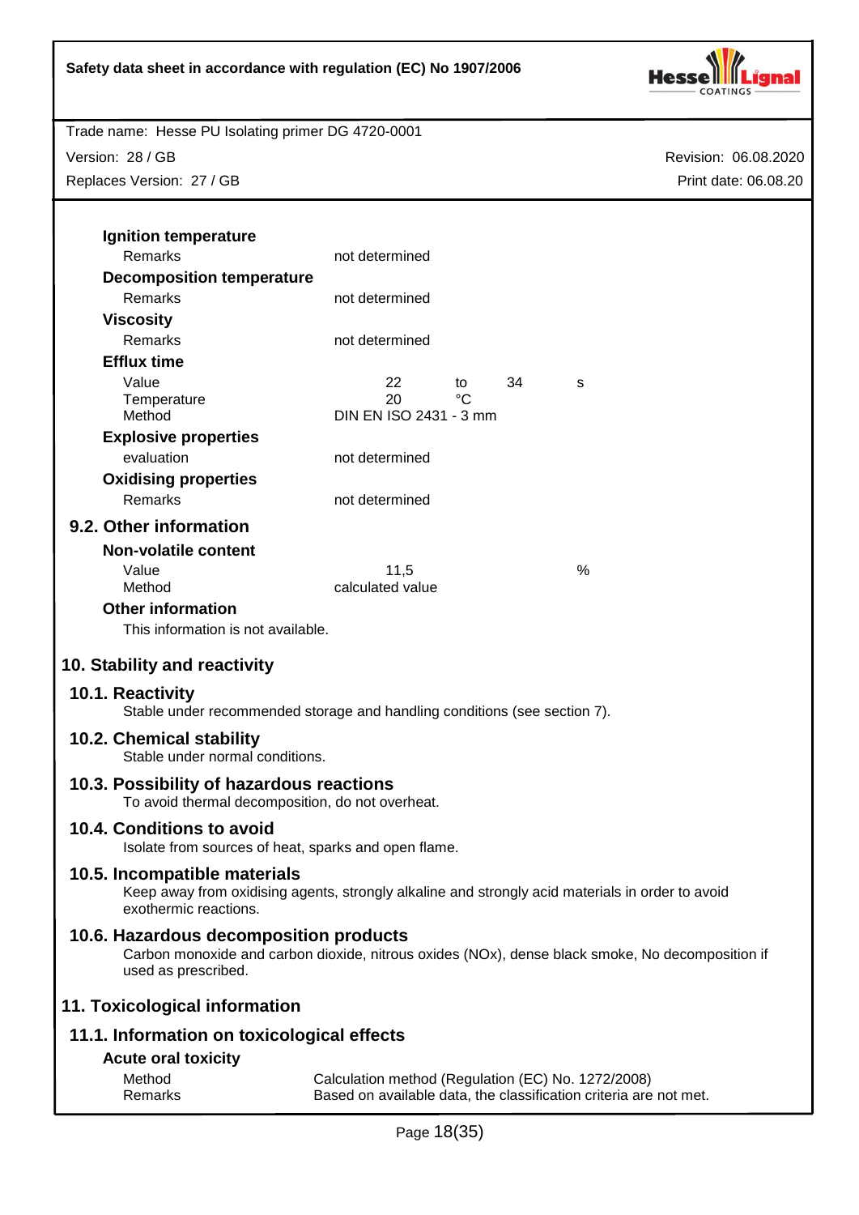**Ignition temperature**

| | |
|---|---|
| Remarks | not determined |

**Decomposition temperature**

| | |
|---|---|
| Remarks | not determined |

**Viscosity**

| | |
|---|---|
| Remarks | not determined |

**Efflux time**

| | | | | |
|---|---|---|---|---|
| Value | 22 | to | 34 | s |
| Temperature | 20 | °C | | |
| Method | DIN EN ISO 2431 - 3 mm | | | |

**Explosive properties**

| | |
|---|---|
| evaluation | not determined |

**Oxidising properties**

| | |
|---|---|
| Remarks | not determined |

### 9.2. Other information

**Non-volatile content**

| | | |
|---|---|---|
| Value | 11,5 | % |
| Method | calculated value | |

**Other information**

This information is not available.

## 10. Stability and reactivity

### 10.1. Reactivity

Stable under recommended storage and handling conditions (see section 7).

### 10.2. Chemical stability

Stable under normal conditions.

### 10.3. Possibility of hazardous reactions

To avoid thermal decomposition, do not overheat.

### 10.4. Conditions to avoid

Isolate from sources of heat, sparks and open flame.

### 10.5. Incompatible materials

Keep away from oxidising agents, strongly alkaline and strongly acid materials in order to avoid exothermic reactions.

### 10.6. Hazardous decomposition products

Carbon monoxide and carbon dioxide, nitrous oxides (NOx), dense black smoke, No decomposition if used as prescribed.

## 11. Toxicological information

### 11.1. Information on toxicological effects

**Acute oral toxicity**

| | |
|---|---|
| Method | Calculation method (Regulation (EC) No. 1272/2008) |
| Remarks | Based on available data, the classification criteria are not met. |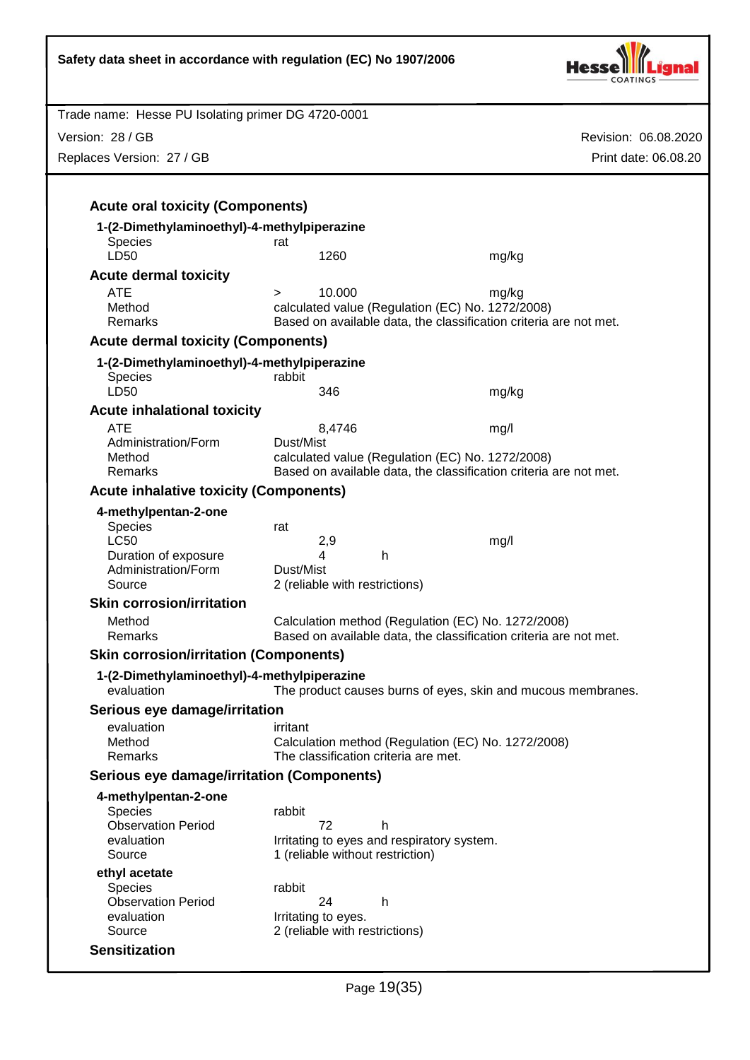### Acute oral toxicity (Components)

**1-(2-Dimethylaminoethyl)-4-methylpiperazine**

| | | |
|---|---|---|
| Species | rat | |
| LD50 | 1260 | mg/kg |

### Acute dermal toxicity

| | | |
|---|---|---|
| ATE | > 10.000 | mg/kg |
| Method | calculated value (Regulation (EC) No. 1272/2008) | |
| Remarks | Based on available data, the classification criteria are not met. | |

### Acute dermal toxicity (Components)

**1-(2-Dimethylaminoethyl)-4-methylpiperazine**

| | | |
|---|---|---|
| Species | rabbit | |
| LD50 | 346 | mg/kg |

### Acute inhalational toxicity

| | | |
|---|---|---|
| ATE | 8,4746 | mg/l |
| Administration/Form | Dust/Mist | |
| Method | calculated value (Regulation (EC) No. 1272/2008) | |
| Remarks | Based on available data, the classification criteria are not met. | |

### Acute inhalative toxicity (Components)

**4-methylpentan-2-one**

| | | |
|---|---|---|
| Species | rat | |
| LC50 | 2,9 | mg/l |
| Duration of exposure | 4 h | |
| Administration/Form | Dust/Mist | |
| Source | 2 (reliable with restrictions) | |

### Skin corrosion/irritation

| | |
|---|---|
| Method | Calculation method (Regulation (EC) No. 1272/2008) |
| Remarks | Based on available data, the classification criteria are not met. |

### Skin corrosion/irritation (Components)

**1-(2-Dimethylaminoethyl)-4-methylpiperazine**

| | |
|---|---|
| evaluation | The product causes burns of eyes, skin and mucous membranes. |

### Serious eye damage/irritation

| | |
|---|---|
| evaluation | irritant |
| Method | Calculation method (Regulation (EC) No. 1272/2008) |
| Remarks | The classification criteria are met. |

### Serious eye damage/irritation (Components)

**4-methylpentan-2-one**

| | |
|---|---|
| Species | rabbit |
| Observation Period | 72 h |
| evaluation | Irritating to eyes and respiratory system. |
| Source | 1 (reliable without restriction) |

**ethyl acetate**

| | |
|---|---|
| Species | rabbit |
| Observation Period | 24 h |
| evaluation | Irritating to eyes. |
| Source | 2 (reliable with restrictions) |

### Sensitization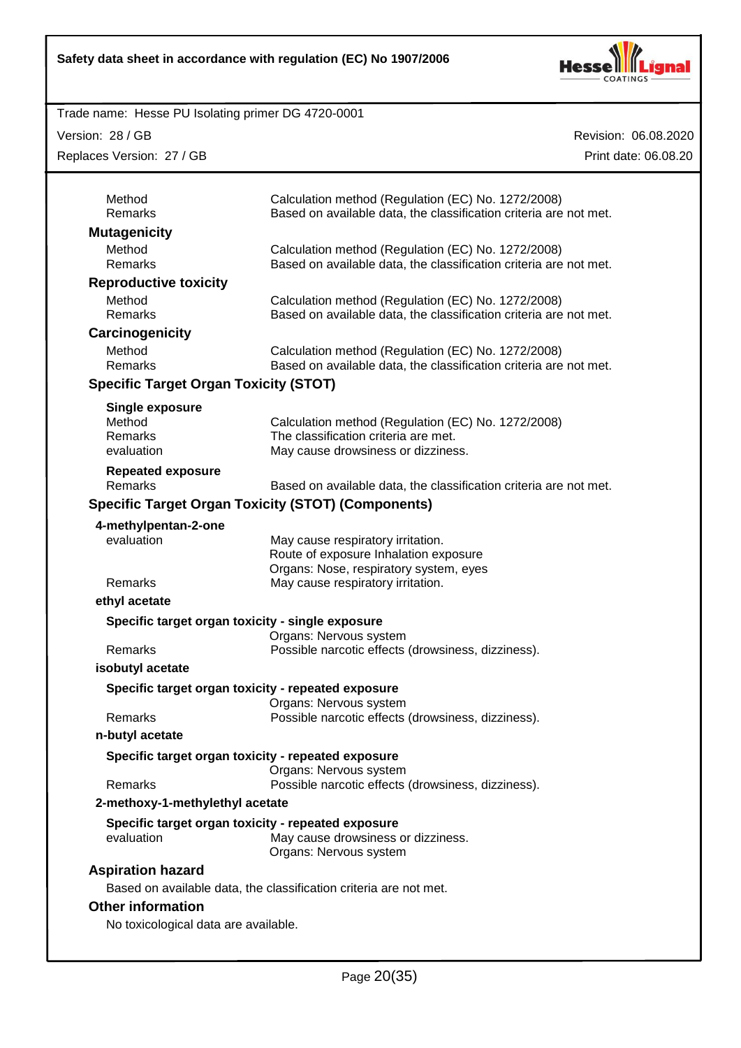| | |
|---|---|
| Method | Calculation method (Regulation (EC) No. 1272/2008) |
| Remarks | Based on available data, the classification criteria are not met. |

### Mutagenicity

| | |
|---|---|
| Method | Calculation method (Regulation (EC) No. 1272/2008) |
| Remarks | Based on available data, the classification criteria are not met. |

### Reproductive toxicity

| | |
|---|---|
| Method | Calculation method (Regulation (EC) No. 1272/2008) |
| Remarks | Based on available data, the classification criteria are not met. |

### Carcinogenicity

| | |
|---|---|
| Method | Calculation method (Regulation (EC) No. 1272/2008) |
| Remarks | Based on available data, the classification criteria are not met. |

### Specific Target Organ Toxicity (STOT)

**Single exposure**

| | |
|---|---|
| Method | Calculation method (Regulation (EC) No. 1272/2008) |
| Remarks | The classification criteria are met. |
| evaluation | May cause drowsiness or dizziness. |

**Repeated exposure**

| | |
|---|---|
| Remarks | Based on available data, the classification criteria are not met. |

### Specific Target Organ Toxicity (STOT) (Components)

**4-methylpentan-2-one**

| | |
|---|---|
| evaluation | May cause respiratory irritation.<br>Route of exposure Inhalation exposure<br>Organs: Nose, respiratory system, eyes |
| Remarks | May cause respiratory irritation. |

**ethyl acetate**

**Specific target organ toxicity - single exposure**

| | |
|---|---|
| | Organs: Nervous system |
| Remarks | Possible narcotic effects (drowsiness, dizziness). |

**isobutyl acetate**

**Specific target organ toxicity - repeated exposure**

| | |
|---|---|
| | Organs: Nervous system |
| Remarks | Possible narcotic effects (drowsiness, dizziness). |

**n-butyl acetate**

**Specific target organ toxicity - repeated exposure**

| | |
|---|---|
| | Organs: Nervous system |
| Remarks | Possible narcotic effects (drowsiness, dizziness). |

**2-methoxy-1-methylethyl acetate**

**Specific target organ toxicity - repeated exposure**

| | |
|---|---|
| evaluation | May cause drowsiness or dizziness.<br>Organs: Nervous system |

### Aspiration hazard

Based on available data, the classification criteria are not met.

### Other information

No toxicological data are available.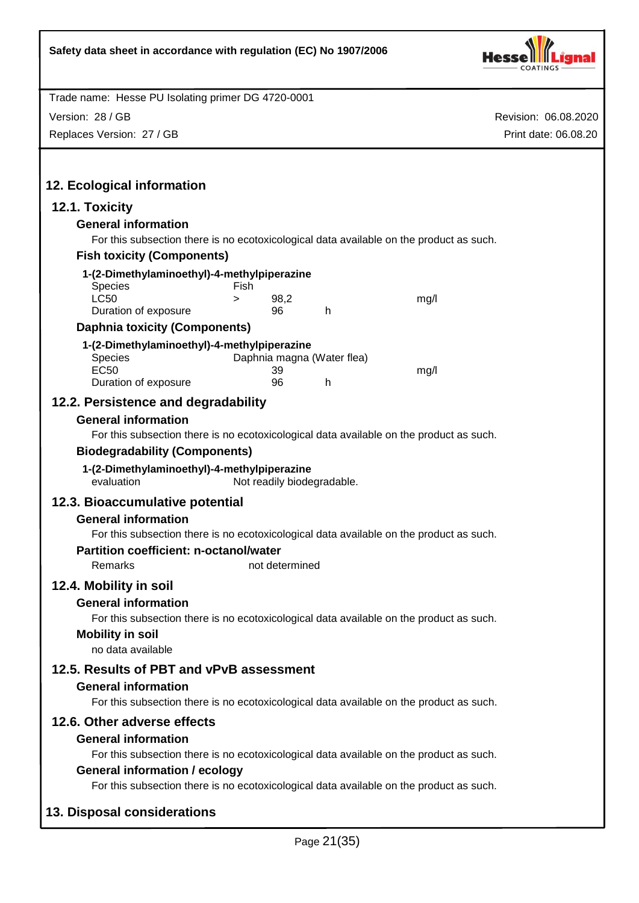Trade name: Hesse PU Isolating primer DG 4720-0001

Version: 28 / GB | Revision: 06.08.2020

Replaces Version: 27 / GB | Print date: 06.08.20

## 12. Ecological information

### 12.1. Toxicity

#### General information

For this subsection there is no ecotoxicological data available on the product as such.

#### Fish toxicity (Components)

**1-(2-Dimethylaminoethyl)-4-methylpiperazine**

| | | | | |
|---|---|---|---|---|
| Species | Fish | | | |
| LC50 | > | 98,2 | | mg/l |
| Duration of exposure | | 96 | h | |

#### Daphnia toxicity (Components)

**1-(2-Dimethylaminoethyl)-4-methylpiperazine**

| | | | |
|---|---|---|---|
| Species | Daphnia magna (Water flea) | | |
| EC50 | 39 | | mg/l |
| Duration of exposure | 96 | h | |

### 12.2. Persistence and degradability

#### General information

For this subsection there is no ecotoxicological data available on the product as such.

#### Biodegradability (Components)

**1-(2-Dimethylaminoethyl)-4-methylpiperazine**

evaluation: Not readily biodegradable.

### 12.3. Bioaccumulative potential

#### General information

For this subsection there is no ecotoxicological data available on the product as such.

#### Partition coefficient: n-octanol/water

Remarks: not determined

### 12.4. Mobility in soil

#### General information

For this subsection there is no ecotoxicological data available on the product as such.

#### Mobility in soil

no data available

### 12.5. Results of PBT and vPvB assessment

#### General information

For this subsection there is no ecotoxicological data available on the product as such.

### 12.6. Other adverse effects

#### General information

For this subsection there is no ecotoxicological data available on the product as such.

#### General information / ecology

For this subsection there is no ecotoxicological data available on the product as such.

## 13. Disposal considerations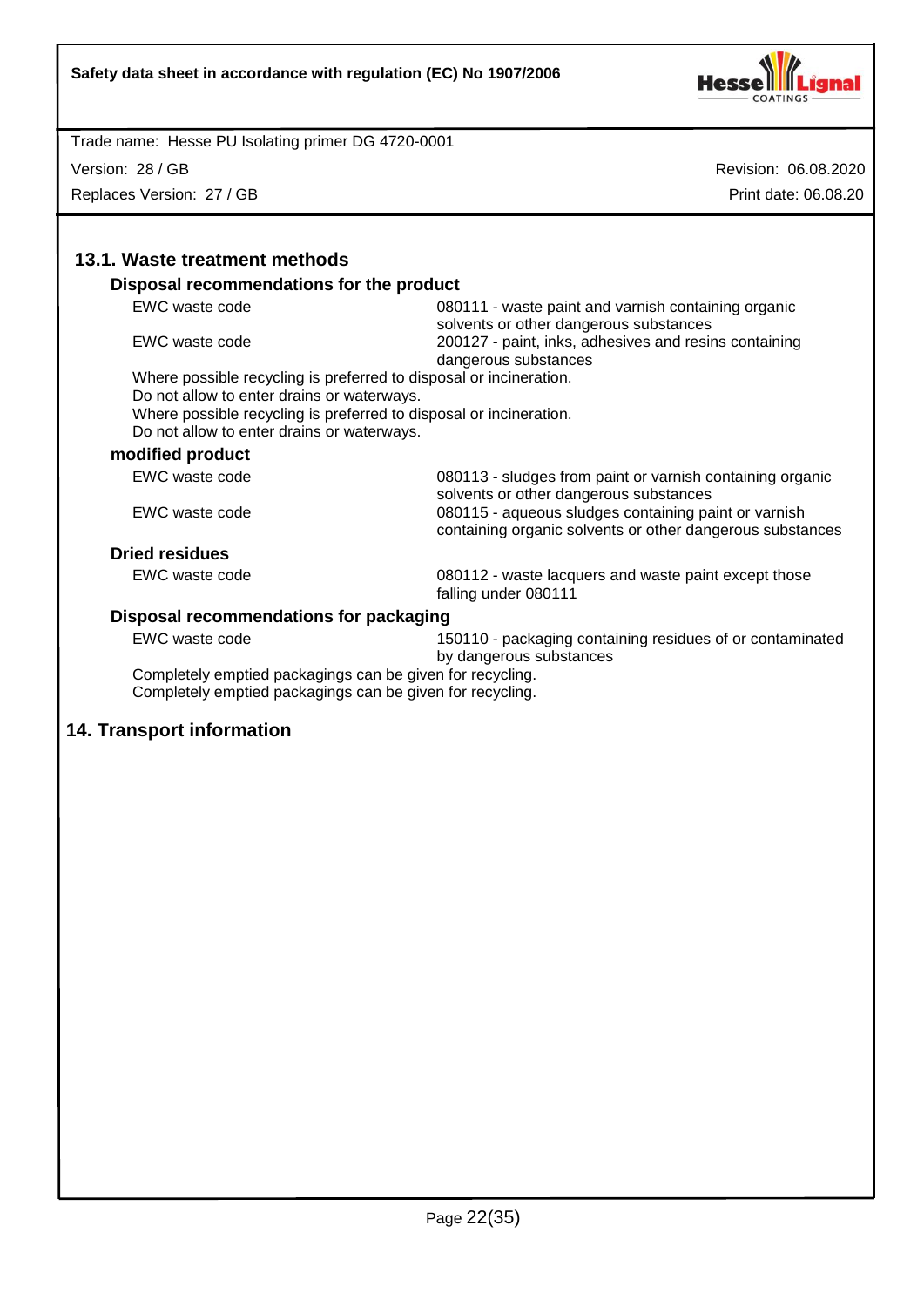## 13.1. Waste treatment methods

### Disposal recommendations for the product

| | |
|---|---|
| EWC waste code | 080111 - waste paint and varnish containing organic solvents or other dangerous substances |
| EWC waste code | 200127 - paint, inks, adhesives and resins containing dangerous substances |

Where possible recycling is preferred to disposal or incineration.
Do not allow to enter drains or waterways.
Where possible recycling is preferred to disposal or incineration.
Do not allow to enter drains or waterways.

### modified product

| | |
|---|---|
| EWC waste code | 080113 - sludges from paint or varnish containing organic solvents or other dangerous substances |
| EWC waste code | 080115 - aqueous sludges containing paint or varnish containing organic solvents or other dangerous substances |

### Dried residues

| | |
|---|---|
| EWC waste code | 080112 - waste lacquers and waste paint except those falling under 080111 |

### Disposal recommendations for packaging

| | |
|---|---|
| EWC waste code | 150110 - packaging containing residues of or contaminated by dangerous substances |

Completely emptied packagings can be given for recycling.
Completely emptied packagings can be given for recycling.

## 14. Transport information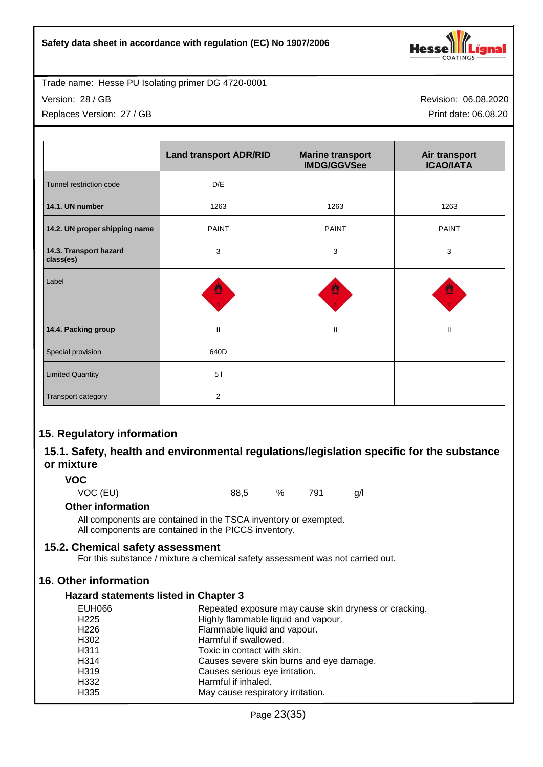Trade name: Hesse PU Isolating primer DG 4720-0001

Version: 28 / GB

Replaces Version: 27 / GB

Revision: 06.08.2020

Print date: 06.08.20

| | Land transport ADR/RID | Marine transport IMDG/GGVSee | Air transport ICAO/IATA |
|---|---|---|---|
| Tunnel restriction code | D/E | | |
| **14.1. UN number** | 1263 | 1263 | 1263 |
| **14.2. UN proper shipping name** | PAINT | PAINT | PAINT |
| **14.3. Transport hazard class(es)** | 3 | 3 | 3 |
| Label | 3 | 3 | 3 |
| **14.4. Packing group** | II | II | II |
| Special provision | 640D | | |
| Limited Quantity | 5 l | | |
| Transport category | 2 | | |

## 15. Regulatory information

### 15.1. Safety, health and environmental regulations/legislation specific for the substance or mixture

**VOC**

| | | | | |
|---|---|---|---|---|
| VOC (EU) | 88,5 | % | 791 | g/l |

**Other information**

All components are contained in the TSCA inventory or exempted.
All components are contained in the PICCS inventory.

### 15.2. Chemical safety assessment

For this substance / mixture a chemical safety assessment was not carried out.

## 16. Other information

**Hazard statements listed in Chapter 3**

| | |
|---|---|
| EUH066 | Repeated exposure may cause skin dryness or cracking. |
| H225 | Highly flammable liquid and vapour. |
| H226 | Flammable liquid and vapour. |
| H302 | Harmful if swallowed. |
| H311 | Toxic in contact with skin. |
| H314 | Causes severe skin burns and eye damage. |
| H319 | Causes serious eye irritation. |
| H332 | Harmful if inhaled. |
| H335 | May cause respiratory irritation. |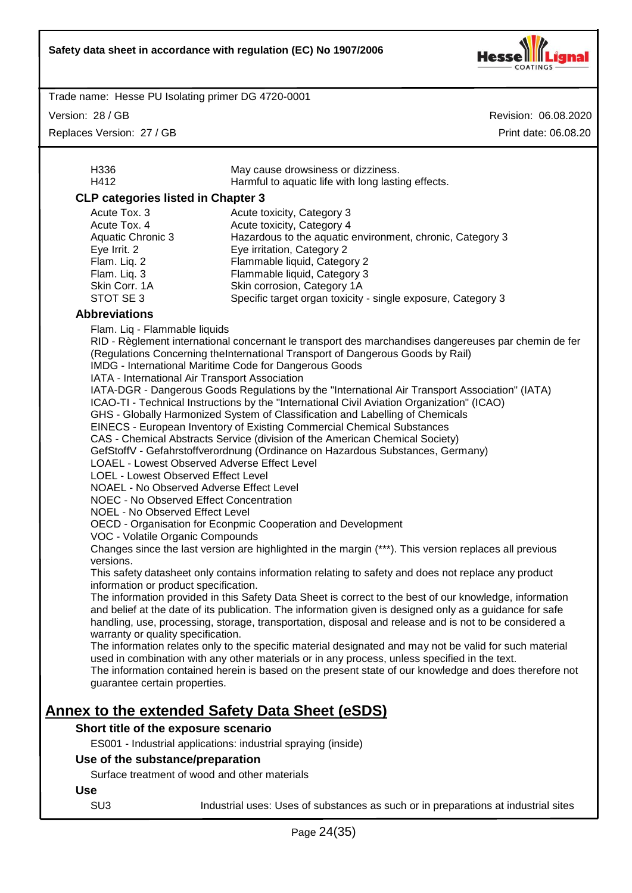| | |
|---|---|
| H336 | May cause drowsiness or dizziness. |
| H412 | Harmful to aquatic life with long lasting effects. |

### CLP categories listed in Chapter 3

| | |
|---|---|
| Acute Tox. 3 | Acute toxicity, Category 3 |
| Acute Tox. 4 | Acute toxicity, Category 4 |
| Aquatic Chronic 3 | Hazardous to the aquatic environment, chronic, Category 3 |
| Eye Irrit. 2 | Eye irritation, Category 2 |
| Flam. Liq. 2 | Flammable liquid, Category 2 |
| Flam. Liq. 3 | Flammable liquid, Category 3 |
| Skin Corr. 1A | Skin corrosion, Category 1A |
| STOT SE 3 | Specific target organ toxicity - single exposure, Category 3 |

### Abbreviations

Flam. Liq - Flammable liquids
RID - Règlement international concernant le transport des marchandises dangereuses par chemin de fer (Regulations Concerning theInternational Transport of Dangerous Goods by Rail)
IMDG - International Maritime Code for Dangerous Goods
IATA - International Air Transport Association
IATA-DGR - Dangerous Goods Regulations by the "International Air Transport Association" (IATA)
ICAO-TI - Technical Instructions by the "International Civil Aviation Organization" (ICAO)
GHS - Globally Harmonized System of Classification and Labelling of Chemicals
EINECS - European Inventory of Existing Commercial Chemical Substances
CAS - Chemical Abstracts Service (division of the American Chemical Society)
GefStoffV - Gefahrstoffverordnung (Ordinance on Hazardous Substances, Germany)
LOAEL - Lowest Observed Adverse Effect Level
LOEL - Lowest Observed Effect Level
NOAEL - No Observed Adverse Effect Level
NOEC - No Observed Effect Concentration
NOEL - No Observed Effect Level
OECD - Organisation for Econpmic Cooperation and Development
VOC - Volatile Organic Compounds
Changes since the last version are highlighted in the margin (***). This version replaces all previous versions.
This safety datasheet only contains information relating to safety and does not replace any product information or product specification.
The information provided in this Safety Data Sheet is correct to the best of our knowledge, information and belief at the date of its publication. The information given is designed only as a guidance for safe handling, use, processing, storage, transportation, disposal and release and is not to be considered a warranty or quality specification.
The information relates only to the specific material designated and may not be valid for such material used in combination with any other materials or in any process, unless specified in the text.
The information contained herein is based on the present state of our knowledge and does therefore not guarantee certain properties.

## Annex to the extended Safety Data Sheet (eSDS)

### Short title of the exposure scenario

ES001 - Industrial applications: industrial spraying (inside)

### Use of the substance/preparation

Surface treatment of wood and other materials

### Use

| | |
|---|---|
| SU3 | Industrial uses: Uses of substances as such or in preparations at industrial sites |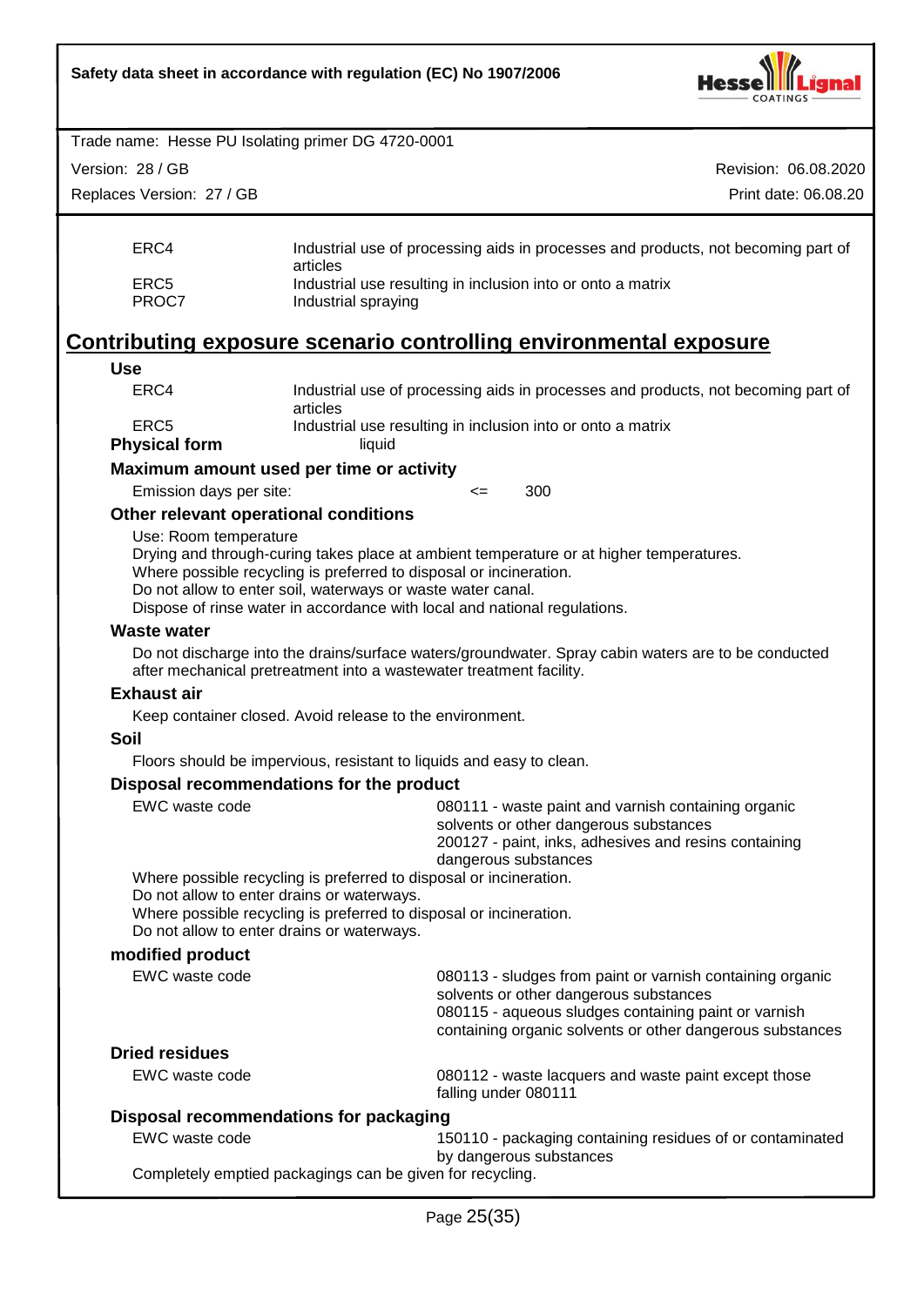| | |
|---|---|
| ERC4 | Industrial use of processing aids in processes and products, not becoming part of articles |
| ERC5 | Industrial use resulting in inclusion into or onto a matrix |
| PROC7 | Industrial spraying |

## Contributing exposure scenario controlling environmental exposure

**Use**

| | |
|---|---|
| ERC4 | Industrial use of processing aids in processes and products, not becoming part of articles |
| ERC5 | Industrial use resulting in inclusion into or onto a matrix |

**Physical form** liquid

**Maximum amount used per time or activity**

Emission days per site: <= 300

**Other relevant operational conditions**

Use: Room temperature
Drying and through-curing takes place at ambient temperature or at higher temperatures.
Where possible recycling is preferred to disposal or incineration.
Do not allow to enter soil, waterways or waste water canal.
Dispose of rinse water in accordance with local and national regulations.

**Waste water**

Do not discharge into the drains/surface waters/groundwater. Spray cabin waters are to be conducted after mechanical pretreatment into a wastewater treatment facility.

**Exhaust air**

Keep container closed. Avoid release to the environment.

**Soil**

Floors should be impervious, resistant to liquids and easy to clean.

**Disposal recommendations for the product**

EWC waste code
080111 - waste paint and varnish containing organic solvents or other dangerous substances
200127 - paint, inks, adhesives and resins containing dangerous substances

Where possible recycling is preferred to disposal or incineration.
Do not allow to enter drains or waterways.
Where possible recycling is preferred to disposal or incineration.
Do not allow to enter drains or waterways.

**modified product**

EWC waste code
080113 - sludges from paint or varnish containing organic solvents or other dangerous substances
080115 - aqueous sludges containing paint or varnish containing organic solvents or other dangerous substances

**Dried residues**

EWC waste code
080112 - waste lacquers and waste paint except those falling under 080111

**Disposal recommendations for packaging**

EWC waste code
150110 - packaging containing residues of or contaminated by dangerous substances

Completely emptied packagings can be given for recycling.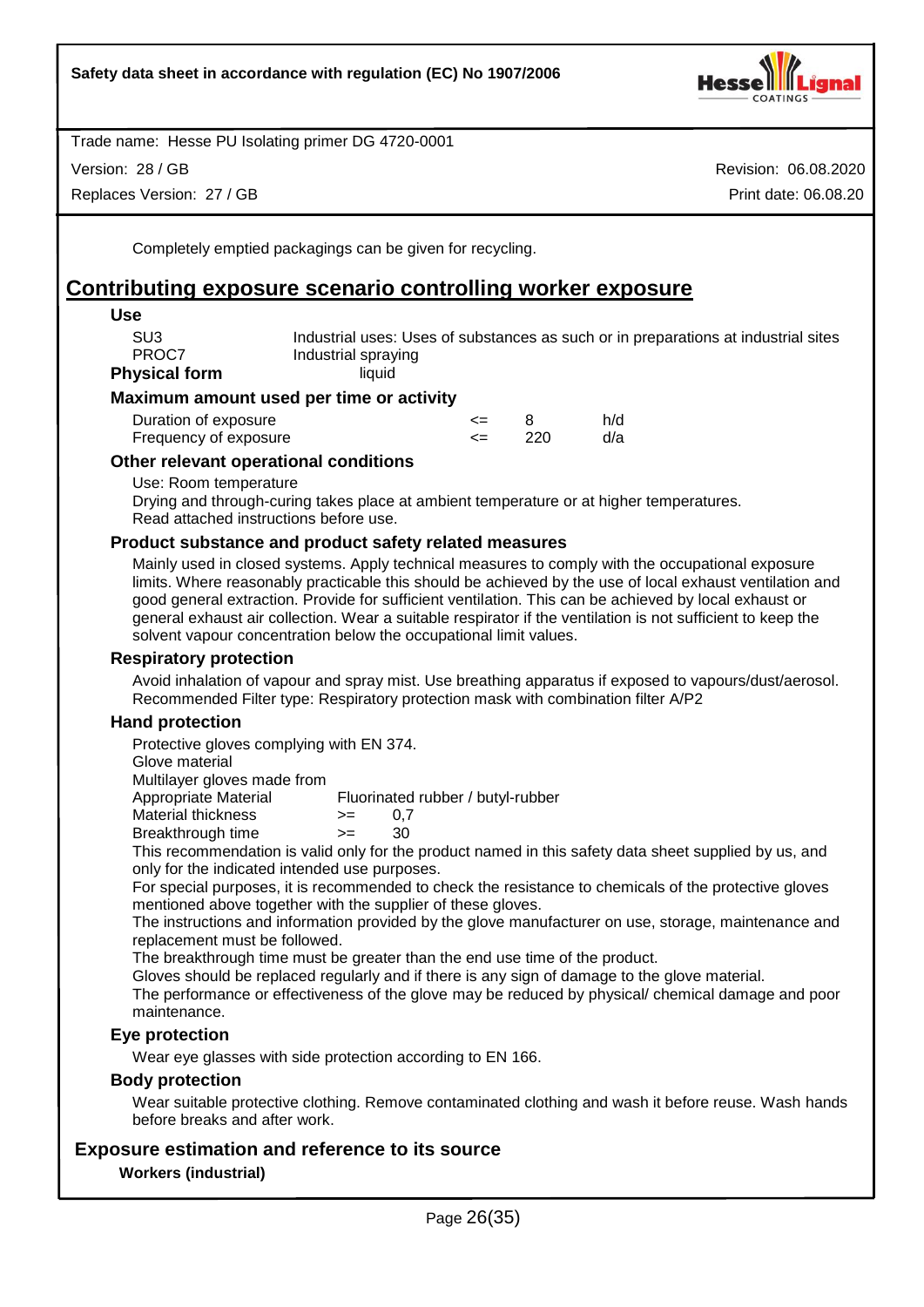Completely emptied packagings can be given for recycling.

## Contributing exposure scenario controlling worker exposure

### Use

| | |
|---|---|
| SU3 | Industrial uses: Uses of substances as such or in preparations at industrial sites |
| PROC7 | Industrial spraying |

**Physical form** liquid

### Maximum amount used per time or activity

| | | | |
|---|---|---|---|
| Duration of exposure | <= | 8 | h/d |
| Frequency of exposure | <= | 220 | d/a |

### Other relevant operational conditions

Use: Room temperature
Drying and through-curing takes place at ambient temperature or at higher temperatures.
Read attached instructions before use.

### Product substance and product safety related measures

Mainly used in closed systems. Apply technical measures to comply with the occupational exposure limits. Where reasonably practicable this should be achieved by the use of local exhaust ventilation and good general extraction. Provide for sufficient ventilation. This can be achieved by local exhaust or general exhaust air collection. Wear a suitable respirator if the ventilation is not sufficient to keep the solvent vapour concentration below the occupational limit values.

### Respiratory protection

Avoid inhalation of vapour and spray mist. Use breathing apparatus if exposed to vapours/dust/aerosol.
Recommended Filter type: Respiratory protection mask with combination filter A/P2

### Hand protection

Protective gloves complying with EN 374.
Glove material
Multilayer gloves made from

| | | |
|---|---|---|
| Appropriate Material | Fluorinated rubber / butyl-rubber | |
| Material thickness | >= | 0,7 |
| Breakthrough time | >= | 30 |

This recommendation is valid only for the product named in this safety data sheet supplied by us, and only for the indicated intended use purposes.
For special purposes, it is recommended to check the resistance to chemicals of the protective gloves mentioned above together with the supplier of these gloves.
The instructions and information provided by the glove manufacturer on use, storage, maintenance and replacement must be followed.
The breakthrough time must be greater than the end use time of the product.
Gloves should be replaced regularly and if there is any sign of damage to the glove material.
The performance or effectiveness of the glove may be reduced by physical/ chemical damage and poor maintenance.

### Eye protection

Wear eye glasses with side protection according to EN 166.

### Body protection

Wear suitable protective clothing. Remove contaminated clothing and wash it before reuse. Wash hands before breaks and after work.

### Exposure estimation and reference to its source

**Workers (industrial)**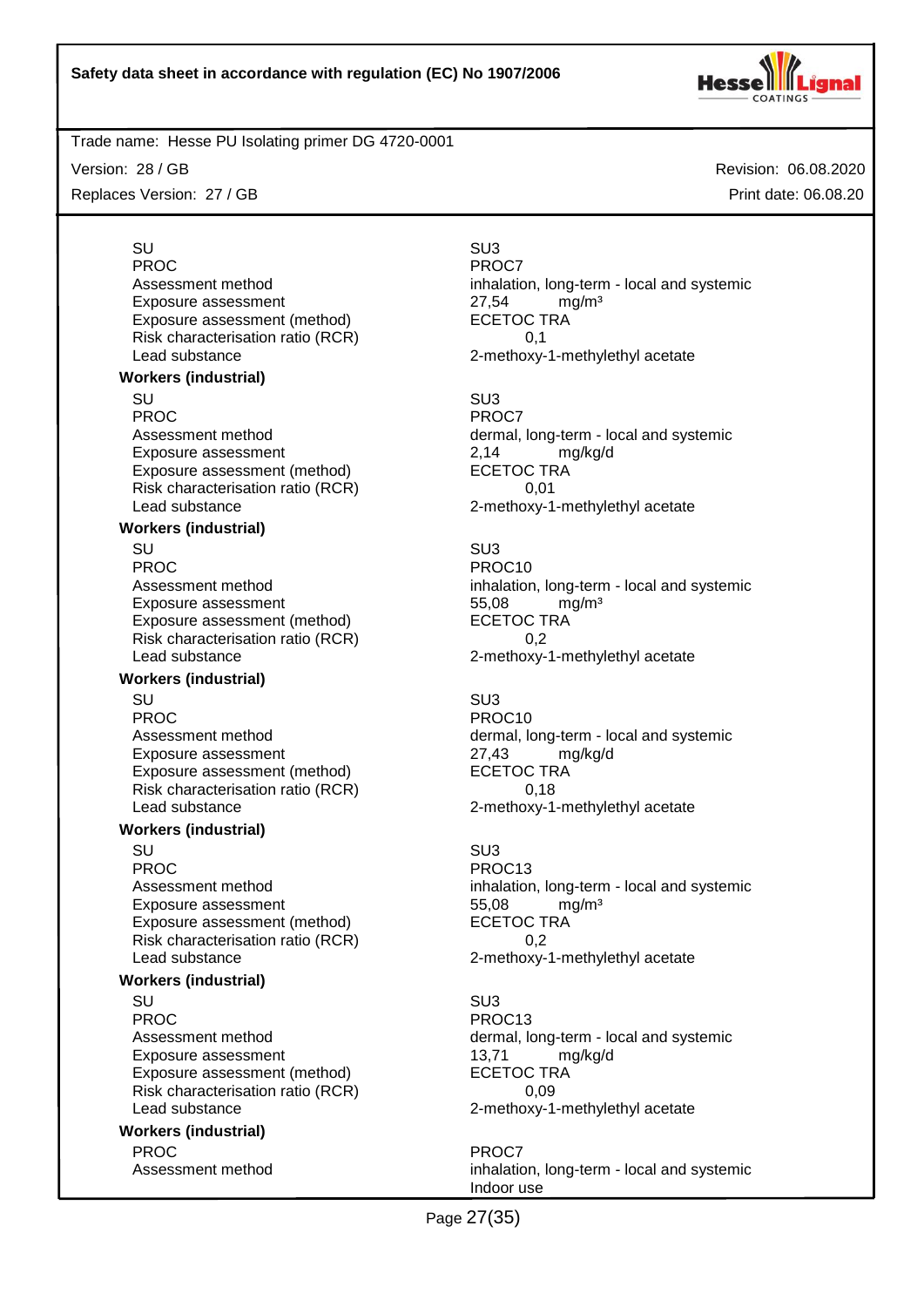| | |
|---|---|
| SU | SU3 |
| PROC | PROC7 |
| Assessment method | inhalation, long-term - local and systemic |
| Exposure assessment | 27,54 mg/m³ |
| Exposure assessment (method) | ECETOC TRA |
| Risk characterisation ratio (RCR) | 0,1 |
| Lead substance | 2-methoxy-1-methylethyl acetate |

**Workers (industrial)**

| | |
|---|---|
| SU | SU3 |
| PROC | PROC7 |
| Assessment method | dermal, long-term - local and systemic |
| Exposure assessment | 2,14 mg/kg/d |
| Exposure assessment (method) | ECETOC TRA |
| Risk characterisation ratio (RCR) | 0,01 |
| Lead substance | 2-methoxy-1-methylethyl acetate |

**Workers (industrial)**

| | |
|---|---|
| SU | SU3 |
| PROC | PROC10 |
| Assessment method | inhalation, long-term - local and systemic |
| Exposure assessment | 55,08 mg/m³ |
| Exposure assessment (method) | ECETOC TRA |
| Risk characterisation ratio (RCR) | 0,2 |
| Lead substance | 2-methoxy-1-methylethyl acetate |

**Workers (industrial)**

| | |
|---|---|
| SU | SU3 |
| PROC | PROC10 |
| Assessment method | dermal, long-term - local and systemic |
| Exposure assessment | 27,43 mg/kg/d |
| Exposure assessment (method) | ECETOC TRA |
| Risk characterisation ratio (RCR) | 0,18 |
| Lead substance | 2-methoxy-1-methylethyl acetate |

**Workers (industrial)**

| | |
|---|---|
| SU | SU3 |
| PROC | PROC13 |
| Assessment method | inhalation, long-term - local and systemic |
| Exposure assessment | 55,08 mg/m³ |
| Exposure assessment (method) | ECETOC TRA |
| Risk characterisation ratio (RCR) | 0,2 |
| Lead substance | 2-methoxy-1-methylethyl acetate |

**Workers (industrial)**

| | |
|---|---|
| SU | SU3 |
| PROC | PROC13 |
| Assessment method | dermal, long-term - local and systemic |
| Exposure assessment | 13,71 mg/kg/d |
| Exposure assessment (method) | ECETOC TRA |
| Risk characterisation ratio (RCR) | 0,09 |
| Lead substance | 2-methoxy-1-methylethyl acetate |

**Workers (industrial)**

| | |
|---|---|
| PROC | PROC7 |
| Assessment method | inhalation, long-term - local and systemic<br>Indoor use |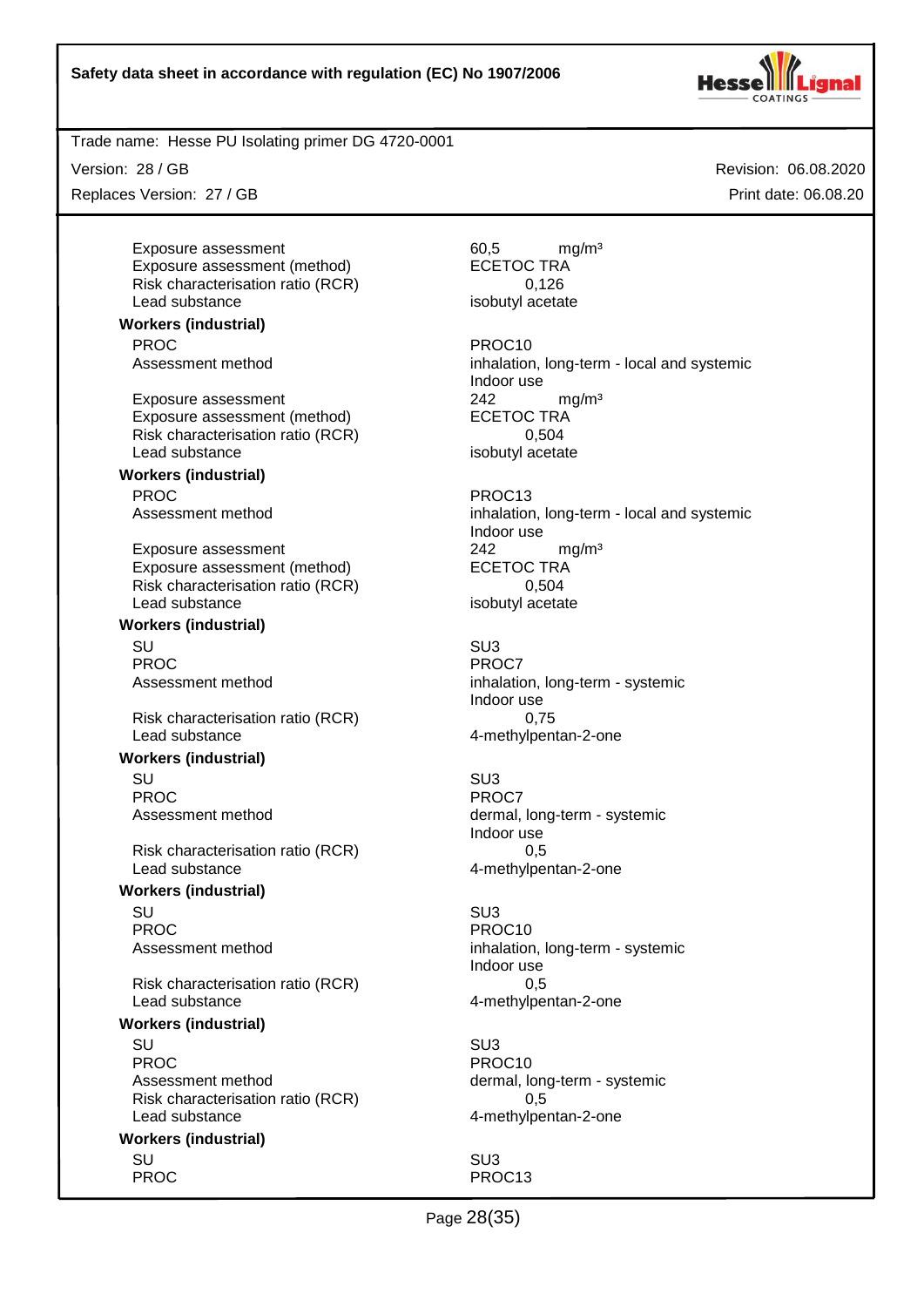| | |
|---|---|
| Exposure assessment | 60,5 mg/m³ |
| Exposure assessment (method) | ECETOC TRA |
| Risk characterisation ratio (RCR) | 0,126 |
| Lead substance | isobutyl acetate |

**Workers (industrial)**

| | |
|---|---|
| PROC | PROC10 |
| Assessment method | inhalation, long-term - local and systemic<br>Indoor use |
| Exposure assessment | 242 mg/m³ |
| Exposure assessment (method) | ECETOC TRA |
| Risk characterisation ratio (RCR) | 0,504 |
| Lead substance | isobutyl acetate |

**Workers (industrial)**

| | |
|---|---|
| PROC | PROC13 |
| Assessment method | inhalation, long-term - local and systemic<br>Indoor use |
| Exposure assessment | 242 mg/m³ |
| Exposure assessment (method) | ECETOC TRA |
| Risk characterisation ratio (RCR) | 0,504 |
| Lead substance | isobutyl acetate |

**Workers (industrial)**

| | |
|---|---|
| SU | SU3 |
| PROC | PROC7 |
| Assessment method | inhalation, long-term - systemic<br>Indoor use |
| Risk characterisation ratio (RCR) | 0,75 |
| Lead substance | 4-methylpentan-2-one |

**Workers (industrial)**

| | |
|---|---|
| SU | SU3 |
| PROC | PROC7 |
| Assessment method | dermal, long-term - systemic<br>Indoor use |
| Risk characterisation ratio (RCR) | 0,5 |
| Lead substance | 4-methylpentan-2-one |

**Workers (industrial)**

| | |
|---|---|
| SU | SU3 |
| PROC | PROC10 |
| Assessment method | inhalation, long-term - systemic<br>Indoor use |
| Risk characterisation ratio (RCR) | 0,5 |
| Lead substance | 4-methylpentan-2-one |

**Workers (industrial)**

| | |
|---|---|
| SU | SU3 |
| PROC | PROC10 |
| Assessment method | dermal, long-term - systemic |
| Risk characterisation ratio (RCR) | 0,5 |
| Lead substance | 4-methylpentan-2-one |

**Workers (industrial)**

| | |
|---|---|
| SU | SU3 |
| PROC | PROC13 |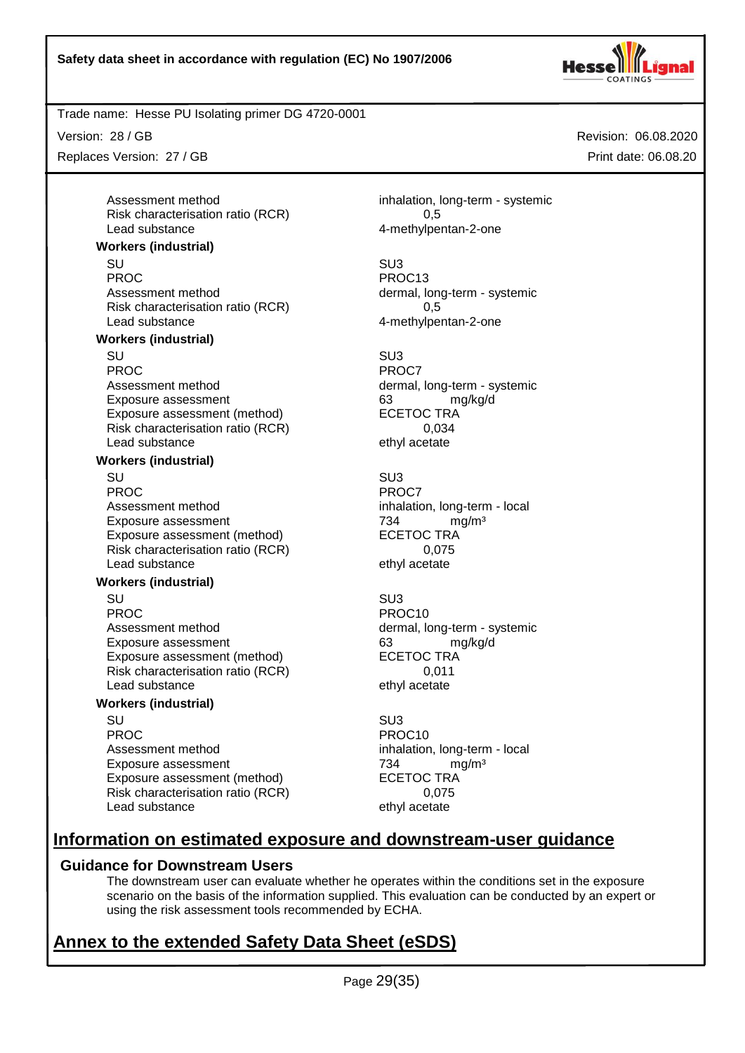| | |
|---|---|
| Assessment method | inhalation, long-term - systemic |
| Risk characterisation ratio (RCR) | 0,5 |
| Lead substance | 4-methylpentan-2-one |

**Workers (industrial)**

| | |
|---|---|
| SU | SU3 |
| PROC | PROC13 |
| Assessment method | dermal, long-term - systemic |
| Risk characterisation ratio (RCR) | 0,5 |
| Lead substance | 4-methylpentan-2-one |

**Workers (industrial)**

| | |
|---|---|
| SU | SU3 |
| PROC | PROC7 |
| Assessment method | dermal, long-term - systemic |
| Exposure assessment | 63 mg/kg/d |
| Exposure assessment (method) | ECETOC TRA |
| Risk characterisation ratio (RCR) | 0,034 |
| Lead substance | ethyl acetate |

**Workers (industrial)**

| | |
|---|---|
| SU | SU3 |
| PROC | PROC7 |
| Assessment method | inhalation, long-term - local |
| Exposure assessment | 734 mg/m³ |
| Exposure assessment (method) | ECETOC TRA |
| Risk characterisation ratio (RCR) | 0,075 |
| Lead substance | ethyl acetate |

**Workers (industrial)**

| | |
|---|---|
| SU | SU3 |
| PROC | PROC10 |
| Assessment method | dermal, long-term - systemic |
| Exposure assessment | 63 mg/kg/d |
| Exposure assessment (method) | ECETOC TRA |
| Risk characterisation ratio (RCR) | 0,011 |
| Lead substance | ethyl acetate |

**Workers (industrial)**

| | |
|---|---|
| SU | SU3 |
| PROC | PROC10 |
| Assessment method | inhalation, long-term - local |
| Exposure assessment | 734 mg/m³ |
| Exposure assessment (method) | ECETOC TRA |
| Risk characterisation ratio (RCR) | 0,075 |
| Lead substance | ethyl acetate |

## Information on estimated exposure and downstream-user guidance

### Guidance for Downstream Users

The downstream user can evaluate whether he operates within the conditions set in the exposure scenario on the basis of the information supplied. This evaluation can be conducted by an expert or using the risk assessment tools recommended by ECHA.

## Annex to the extended Safety Data Sheet (eSDS)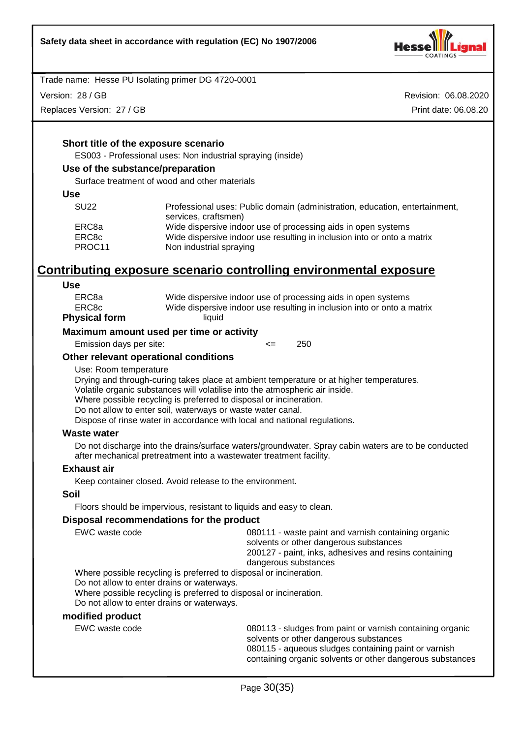### Short title of the exposure scenario

ES003 - Professional uses: Non industrial spraying (inside)

### Use of the substance/preparation

Surface treatment of wood and other materials

### Use

| | |
|---|---|
| SU22 | Professional uses: Public domain (administration, education, entertainment, services, craftsmen) |
| ERC8a | Wide dispersive indoor use of processing aids in open systems |
| ERC8c | Wide dispersive indoor use resulting in inclusion into or onto a matrix |
| PROC11 | Non industrial spraying |

## Contributing exposure scenario controlling environmental exposure

### Use

| | |
|---|---|
| ERC8a | Wide dispersive indoor use of processing aids in open systems |
| ERC8c | Wide dispersive indoor use resulting in inclusion into or onto a matrix |

**Physical form** liquid

### Maximum amount used per time or activity

Emission days per site: <= 250

### Other relevant operational conditions

Use: Room temperature
Drying and through-curing takes place at ambient temperature or at higher temperatures.
Volatile organic substances will volatilise into the atmospheric air inside.
Where possible recycling is preferred to disposal or incineration.
Do not allow to enter soil, waterways or waste water canal.
Dispose of rinse water in accordance with local and national regulations.

### Waste water

Do not discharge into the drains/surface waters/groundwater. Spray cabin waters are to be conducted after mechanical pretreatment into a wastewater treatment facility.

### Exhaust air

Keep container closed. Avoid release to the environment.

### Soil

Floors should be impervious, resistant to liquids and easy to clean.

### Disposal recommendations for the product

EWC waste code: 080111 - waste paint and varnish containing organic solvents or other dangerous substances
200127 - paint, inks, adhesives and resins containing dangerous substances

Where possible recycling is preferred to disposal or incineration.
Do not allow to enter drains or waterways.
Where possible recycling is preferred to disposal or incineration.
Do not allow to enter drains or waterways.

### modified product

EWC waste code: 080113 - sludges from paint or varnish containing organic solvents or other dangerous substances
080115 - aqueous sludges containing paint or varnish containing organic solvents or other dangerous substances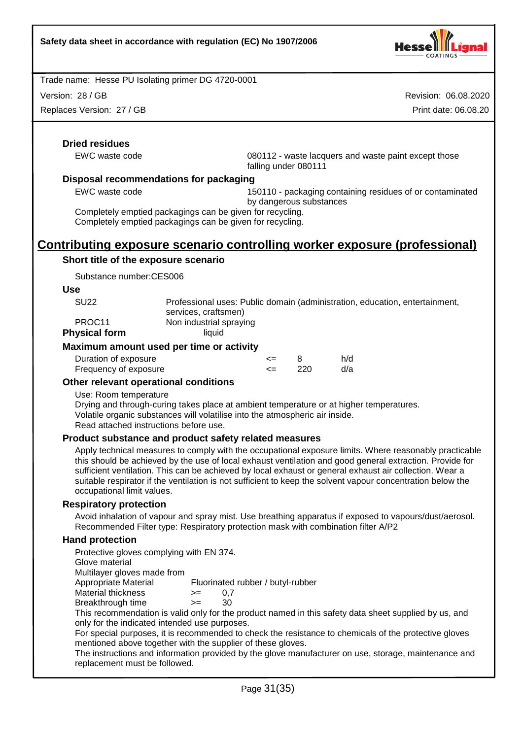**Dried residues**

| | |
|---|---|
| EWC waste code | 080112 - waste lacquers and waste paint except those falling under 080111 |

**Disposal recommendations for packaging**

| | |
|---|---|
| EWC waste code | 150110 - packaging containing residues of or contaminated by dangerous substances |

Completely emptied packagings can be given for recycling.
Completely emptied packagings can be given for recycling.

## Contributing exposure scenario controlling worker exposure (professional)

**Short title of the exposure scenario**

Substance number:CES006

**Use**

| | |
|---|---|
| SU22 | Professional uses: Public domain (administration, education, entertainment, services, craftsmen) |
| PROC11 | Non industrial spraying |

**Physical form** liquid

**Maximum amount used per time or activity**

| | | | |
|---|---|---|---|
| Duration of exposure | <= | 8 | h/d |
| Frequency of exposure | <= | 220 | d/a |

**Other relevant operational conditions**

Use: Room temperature
Drying and through-curing takes place at ambient temperature or at higher temperatures.
Volatile organic substances will volatilise into the atmospheric air inside.
Read attached instructions before use.

**Product substance and product safety related measures**

Apply technical measures to comply with the occupational exposure limits. Where reasonably practicable this should be achieved by the use of local exhaust ventilation and good general extraction. Provide for sufficient ventilation. This can be achieved by local exhaust or general exhaust air collection. Wear a suitable respirator if the ventilation is not sufficient to keep the solvent vapour concentration below the occupational limit values.

**Respiratory protection**

Avoid inhalation of vapour and spray mist. Use breathing apparatus if exposed to vapours/dust/aerosol.
Recommended Filter type: Respiratory protection mask with combination filter A/P2

**Hand protection**

Protective gloves complying with EN 374.
Glove material
Multilayer gloves made from

| | | |
|---|---|---|
| Appropriate Material | | Fluorinated rubber / butyl-rubber |
| Material thickness | >= | 0,7 |
| Breakthrough time | >= | 30 |

This recommendation is valid only for the product named in this safety data sheet supplied by us, and only for the indicated intended use purposes.
For special purposes, it is recommended to check the resistance to chemicals of the protective gloves mentioned above together with the supplier of these gloves.
The instructions and information provided by the glove manufacturer on use, storage, maintenance and replacement must be followed.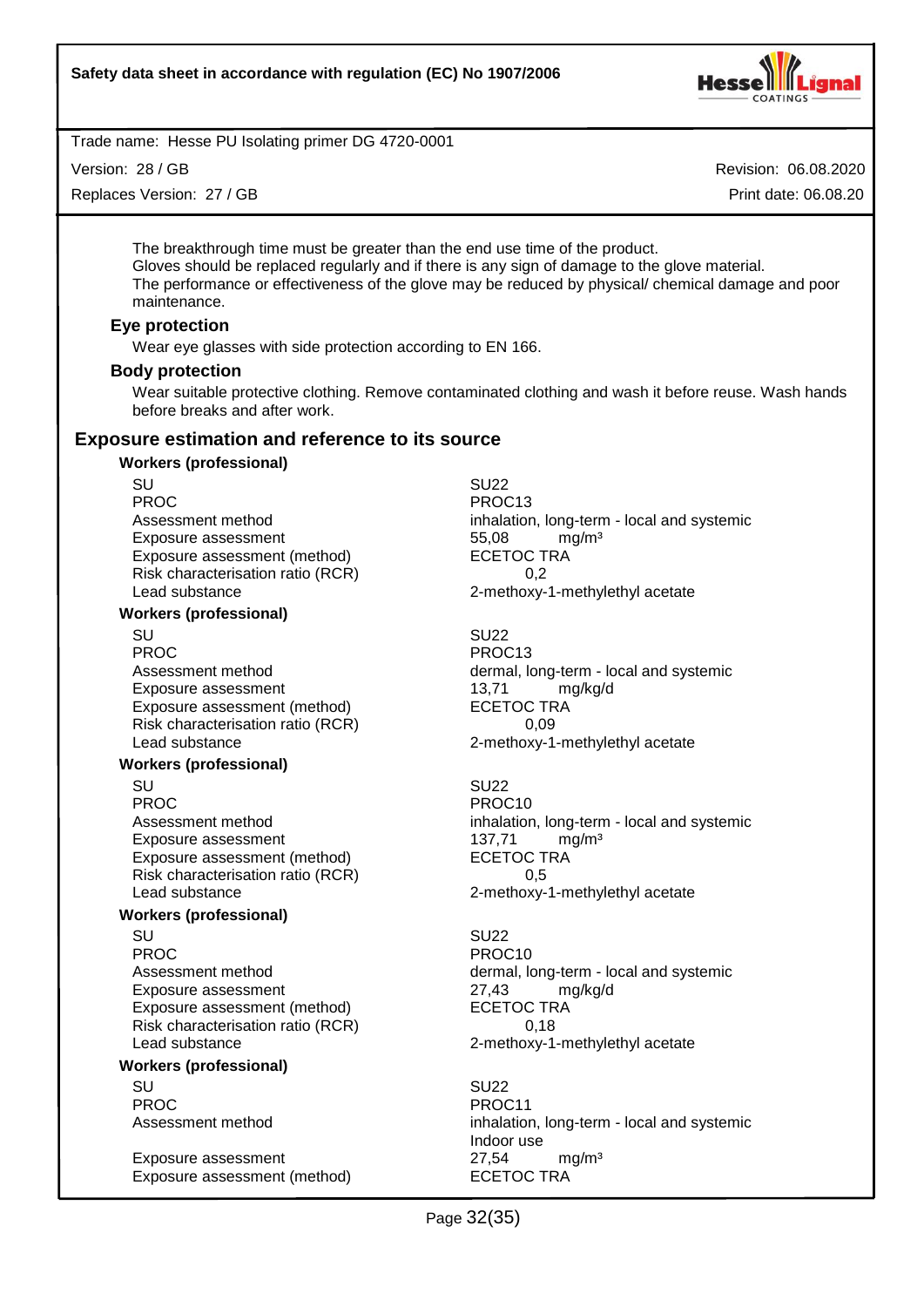The breakthrough time must be greater than the end use time of the product.
Gloves should be replaced regularly and if there is any sign of damage to the glove material.
The performance or effectiveness of the glove may be reduced by physical/ chemical damage and poor maintenance.

### Eye protection

Wear eye glasses with side protection according to EN 166.

### Body protection

Wear suitable protective clothing. Remove contaminated clothing and wash it before reuse. Wash hands before breaks and after work.

## Exposure estimation and reference to its source

**Workers (professional)**

| | |
|---|---|
| SU | SU22 |
| PROC | PROC13 |
| Assessment method | inhalation, long-term - local and systemic |
| Exposure assessment | 55,08 mg/m³ |
| Exposure assessment (method) | ECETOC TRA |
| Risk characterisation ratio (RCR) | 0,2 |
| Lead substance | 2-methoxy-1-methylethyl acetate |

**Workers (professional)**

| | |
|---|---|
| SU | SU22 |
| PROC | PROC13 |
| Assessment method | dermal, long-term - local and systemic |
| Exposure assessment | 13,71 mg/kg/d |
| Exposure assessment (method) | ECETOC TRA |
| Risk characterisation ratio (RCR) | 0,09 |
| Lead substance | 2-methoxy-1-methylethyl acetate |

**Workers (professional)**

| | |
|---|---|
| SU | SU22 |
| PROC | PROC10 |
| Assessment method | inhalation, long-term - local and systemic |
| Exposure assessment | 137,71 mg/m³ |
| Exposure assessment (method) | ECETOC TRA |
| Risk characterisation ratio (RCR) | 0,5 |
| Lead substance | 2-methoxy-1-methylethyl acetate |

**Workers (professional)**

| | |
|---|---|
| SU | SU22 |
| PROC | PROC10 |
| Assessment method | dermal, long-term - local and systemic |
| Exposure assessment | 27,43 mg/kg/d |
| Exposure assessment (method) | ECETOC TRA |
| Risk characterisation ratio (RCR) | 0,18 |
| Lead substance | 2-methoxy-1-methylethyl acetate |

**Workers (professional)**

| | |
|---|---|
| SU | SU22 |
| PROC | PROC11 |
| Assessment method | inhalation, long-term - local and systemic<br>Indoor use |
| Exposure assessment | 27,54 mg/m³ |
| Exposure assessment (method) | ECETOC TRA |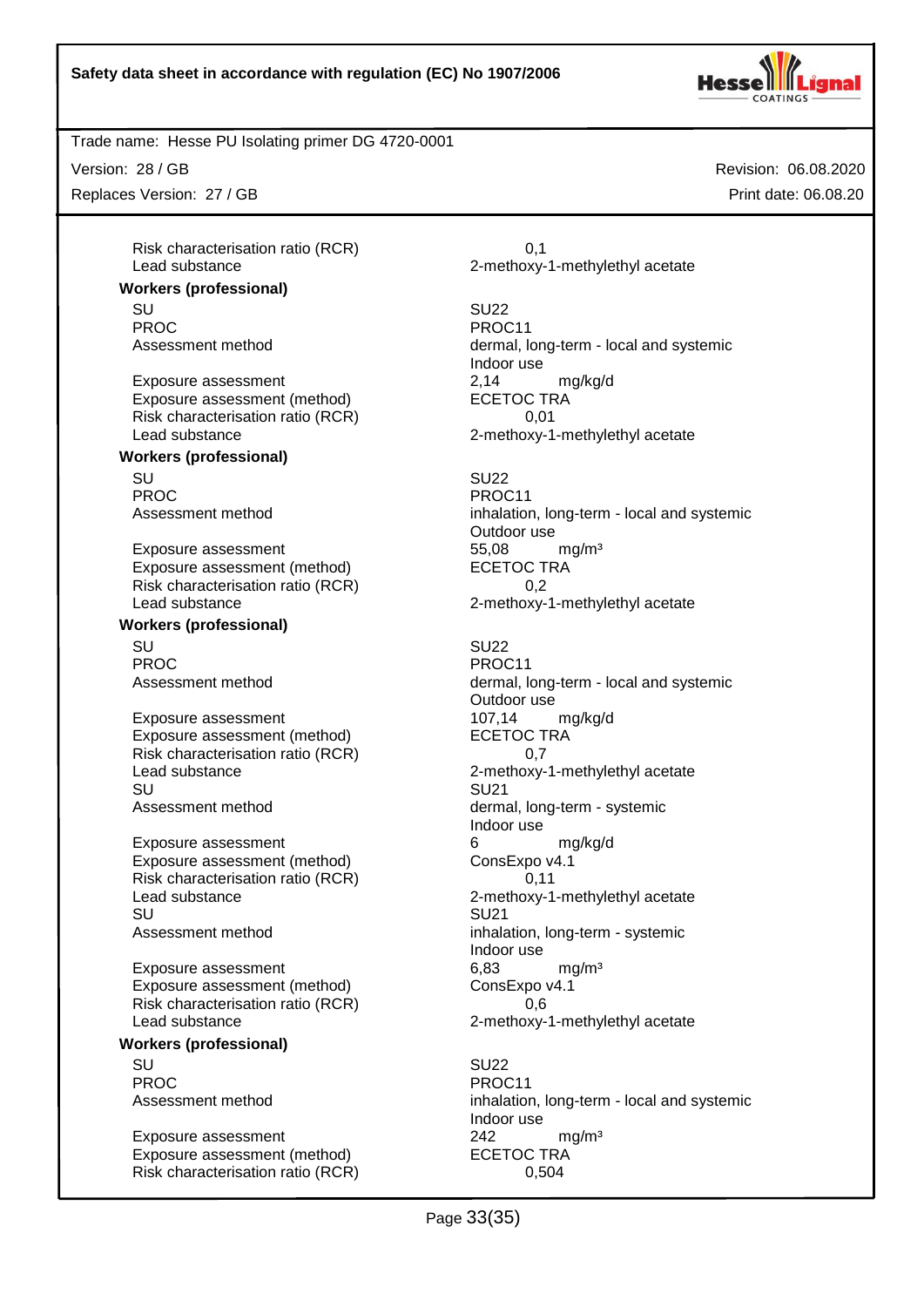| | |
|---|---|
| Risk characterisation ratio (RCR) | 0,1 |
| Lead substance | 2-methoxy-1-methylethyl acetate |

**Workers (professional)**

| | |
|---|---|
| SU | SU22 |
| PROC | PROC11 |
| Assessment method | dermal, long-term - local and systemic<br>Indoor use |
| Exposure assessment | 2,14 mg/kg/d |
| Exposure assessment (method) | ECETOC TRA |
| Risk characterisation ratio (RCR) | 0,01 |
| Lead substance | 2-methoxy-1-methylethyl acetate |

**Workers (professional)**

| | |
|---|---|
| SU | SU22 |
| PROC | PROC11 |
| Assessment method | inhalation, long-term - local and systemic<br>Outdoor use |
| Exposure assessment | 55,08 mg/m³ |
| Exposure assessment (method) | ECETOC TRA |
| Risk characterisation ratio (RCR) | 0,2 |
| Lead substance | 2-methoxy-1-methylethyl acetate |

**Workers (professional)**

| | |
|---|---|
| SU | SU22 |
| PROC | PROC11 |
| Assessment method | dermal, long-term - local and systemic<br>Outdoor use |
| Exposure assessment | 107,14 mg/kg/d |
| Exposure assessment (method) | ECETOC TRA |
| Risk characterisation ratio (RCR) | 0,7 |
| Lead substance | 2-methoxy-1-methylethyl acetate |
| SU | SU21 |
| Assessment method | dermal, long-term - systemic<br>Indoor use |
| Exposure assessment | 6 mg/kg/d |
| Exposure assessment (method) | ConsExpo v4.1 |
| Risk characterisation ratio (RCR) | 0,11 |
| Lead substance | 2-methoxy-1-methylethyl acetate |
| SU | SU21 |
| Assessment method | inhalation, long-term - systemic<br>Indoor use |
| Exposure assessment | 6,83 mg/m³ |
| Exposure assessment (method) | ConsExpo v4.1 |
| Risk characterisation ratio (RCR) | 0,6 |
| Lead substance | 2-methoxy-1-methylethyl acetate |

**Workers (professional)**

| | |
|---|---|
| SU | SU22 |
| PROC | PROC11 |
| Assessment method | inhalation, long-term - local and systemic<br>Indoor use |
| Exposure assessment | 242 mg/m³ |
| Exposure assessment (method) | ECETOC TRA |
| Risk characterisation ratio (RCR) | 0,504 |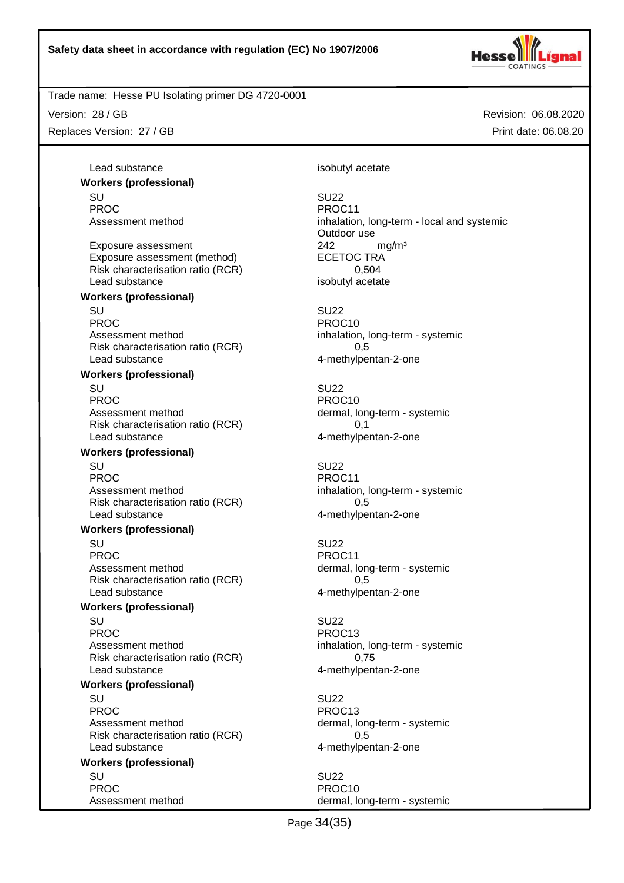Lead substance isobutyl acetate

**Workers (professional)**

| | |
|---|---|
| SU | SU22 |
| PROC | PROC11 |
| Assessment method | inhalation, long-term - local and systemic<br>Outdoor use |
| Exposure assessment | 242 mg/m³ |
| Exposure assessment (method) | ECETOC TRA |
| Risk characterisation ratio (RCR) | 0,504 |
| Lead substance | isobutyl acetate |

**Workers (professional)**

| | |
|---|---|
| SU | SU22 |
| PROC | PROC10 |
| Assessment method | inhalation, long-term - systemic |
| Risk characterisation ratio (RCR) | 0,5 |
| Lead substance | 4-methylpentan-2-one |

**Workers (professional)**

| | |
|---|---|
| SU | SU22 |
| PROC | PROC10 |
| Assessment method | dermal, long-term - systemic |
| Risk characterisation ratio (RCR) | 0,1 |
| Lead substance | 4-methylpentan-2-one |

**Workers (professional)**

| | |
|---|---|
| SU | SU22 |
| PROC | PROC11 |
| Assessment method | inhalation, long-term - systemic |
| Risk characterisation ratio (RCR) | 0,5 |
| Lead substance | 4-methylpentan-2-one |

**Workers (professional)**

| | |
|---|---|
| SU | SU22 |
| PROC | PROC11 |
| Assessment method | dermal, long-term - systemic |
| Risk characterisation ratio (RCR) | 0,5 |
| Lead substance | 4-methylpentan-2-one |

**Workers (professional)**

| | |
|---|---|
| SU | SU22 |
| PROC | PROC13 |
| Assessment method | inhalation, long-term - systemic |
| Risk characterisation ratio (RCR) | 0,75 |
| Lead substance | 4-methylpentan-2-one |

**Workers (professional)**

| | |
|---|---|
| SU | SU22 |
| PROC | PROC13 |
| Assessment method | dermal, long-term - systemic |
| Risk characterisation ratio (RCR) | 0,5 |
| Lead substance | 4-methylpentan-2-one |

**Workers (professional)**

| | |
|---|---|
| SU | SU22 |
| PROC | PROC10 |
| Assessment method | dermal, long-term - systemic |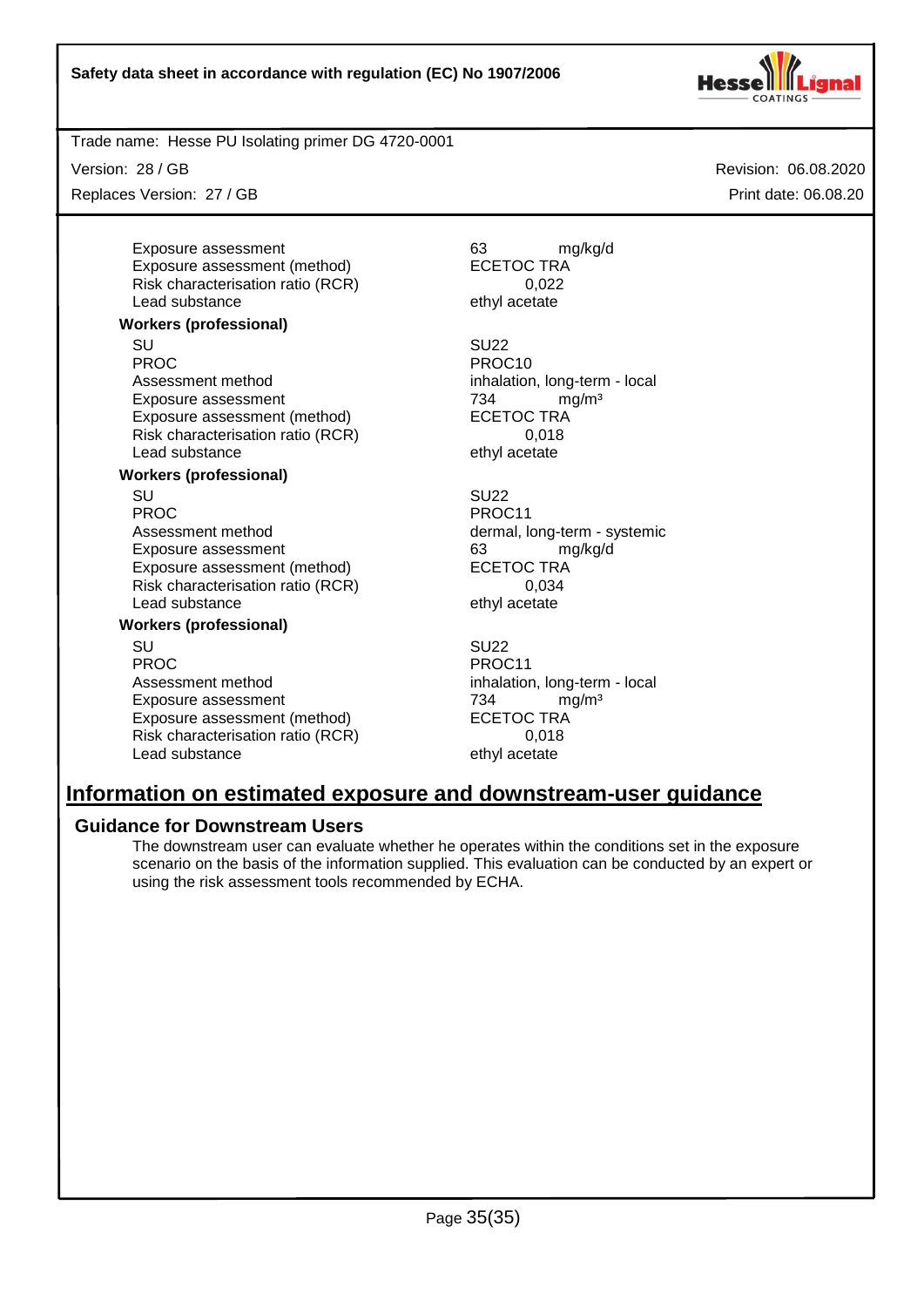| | |
|---|---|
| Exposure assessment | 63 mg/kg/d |
| Exposure assessment (method) | ECETOC TRA |
| Risk characterisation ratio (RCR) | 0,022 |
| Lead substance | ethyl acetate |

**Workers (professional)**

| | |
|---|---|
| SU | SU22 |
| PROC | PROC10 |
| Assessment method | inhalation, long-term - local |
| Exposure assessment | 734 mg/m³ |
| Exposure assessment (method) | ECETOC TRA |
| Risk characterisation ratio (RCR) | 0,018 |
| Lead substance | ethyl acetate |

**Workers (professional)**

| | |
|---|---|
| SU | SU22 |
| PROC | PROC11 |
| Assessment method | dermal, long-term - systemic |
| Exposure assessment | 63 mg/kg/d |
| Exposure assessment (method) | ECETOC TRA |
| Risk characterisation ratio (RCR) | 0,034 |
| Lead substance | ethyl acetate |

**Workers (professional)**

| | |
|---|---|
| SU | SU22 |
| PROC | PROC11 |
| Assessment method | inhalation, long-term - local |
| Exposure assessment | 734 mg/m³ |
| Exposure assessment (method) | ECETOC TRA |
| Risk characterisation ratio (RCR) | 0,018 |
| Lead substance | ethyl acetate |

## Information on estimated exposure and downstream-user guidance

### Guidance for Downstream Users

The downstream user can evaluate whether he operates within the conditions set in the exposure scenario on the basis of the information supplied. This evaluation can be conducted by an expert or using the risk assessment tools recommended by ECHA.